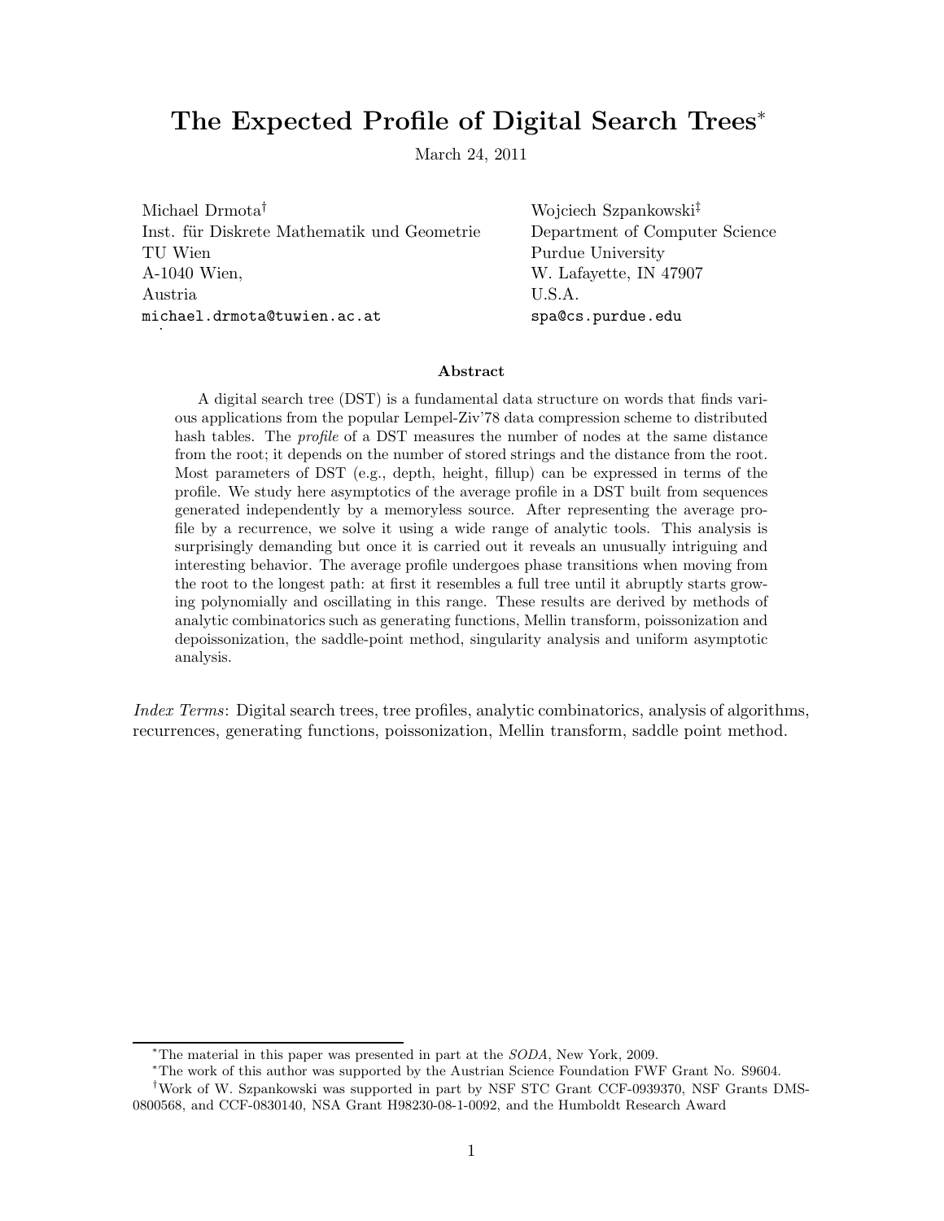# The Expected Profile of Digital Search Trees*

March 24, 2011

Michael Drmota[†]
Inst. für Diskrete Mathematik und Geometrie
TU Wien
A-1040 Wien,
Austria
michael.drmota@tuwien.ac.at

Wojciech Szpankowski[‡]
Department of Computer Science
Purdue University
W. Lafayette, IN 47907
U.S.A.
spa@cs.purdue.edu

### Abstract

A digital search tree (DST) is a fundamental data structure on words that finds various applications from the popular Lempel-Ziv'78 data compression scheme to distributed hash tables. The *profile* of a DST measures the number of nodes at the same distance from the root; it depends on the number of stored strings and the distance from the root. Most parameters of DST (e.g., depth, height, fillup) can be expressed in terms of the profile. We study here asymptotics of the average profile in a DST built from sequences generated independently by a memoryless source. After representing the average profile by a recurrence, we solve it using a wide range of analytic tools. This analysis is surprisingly demanding but once it is carried out it reveals an unusually intriguing and interesting behavior. The average profile undergoes phase transitions when moving from the root to the longest path: at first it resembles a full tree until it abruptly starts growing polynomially and oscillating in this range. These results are derived by methods of analytic combinatorics such as generating functions, Mellin transform, poissonization and depoissonization, the saddle-point method, singularity analysis and uniform asymptotic analysis.

*Index Terms*: Digital search trees, tree profiles, analytic combinatorics, analysis of algorithms, recurrences, generating functions, poissonization, Mellin transform, saddle point method.

---

*The material in this paper was presented in part at the *SODA*, New York, 2009.

*The work of this author was supported by the Austrian Science Foundation FWF Grant No. S9604.

†Work of W. Szpankowski was supported in part by NSF STC Grant CCF-0939370, NSF Grants DMS-0800568, and CCF-0830140, NSA Grant H98230-08-1-0092, and the Humboldt Research Award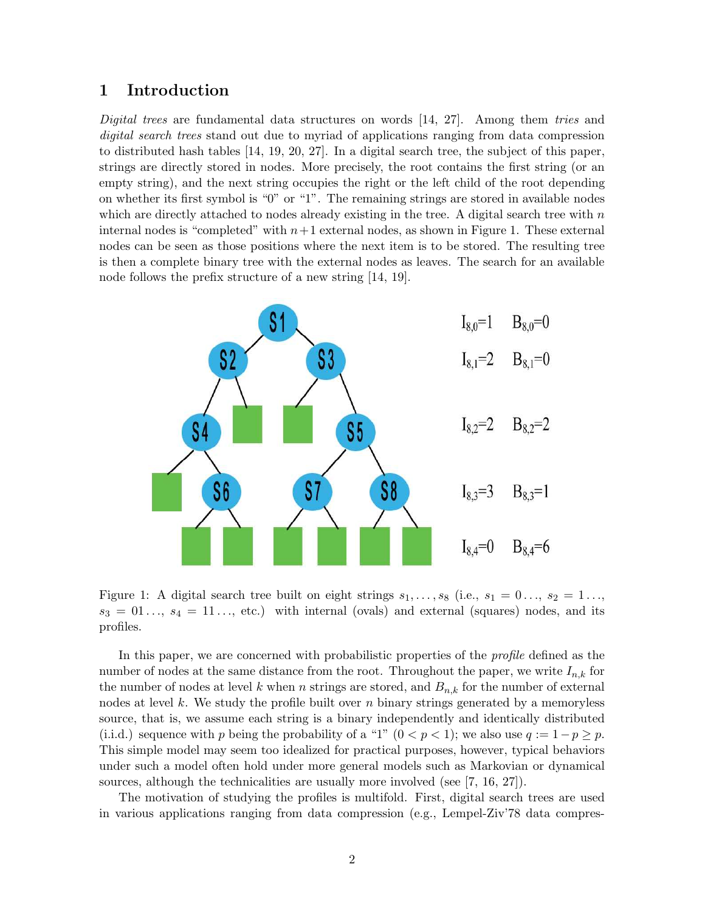## 1 Introduction

*Digital trees* are fundamental data structures on words [14, 27]. Among them *tries* and *digital search trees* stand out due to myriad of applications ranging from data compression to distributed hash tables [14, 19, 20, 27]. In a digital search tree, the subject of this paper, strings are directly stored in nodes. More precisely, the root contains the first string (or an empty string), and the next string occupies the right or the left child of the root depending on whether its first symbol is "0" or "1". The remaining strings are stored in available nodes which are directly attached to nodes already existing in the tree. A digital search tree with $n$ internal nodes is "completed" with $n+1$ external nodes, as shown in Figure 1. These external nodes can be seen as those positions where the next item is to be stored. The resulting tree is then a complete binary tree with the external nodes as leaves. The search for an available node follows the prefix structure of a new string [14, 19].

Figure 1: A digital search tree built on eight strings $s_1, \ldots, s_8$ (i.e., $s_1 = 0\ldots$, $s_2 = 1\ldots$, $s_3 = 01\ldots$, $s_4 = 11\ldots$, etc.) with internal (ovals) and external (squares) nodes, and its profiles.

In this paper, we are concerned with probabilistic properties of the *profile* defined as the number of nodes at the same distance from the root. Throughout the paper, we write $I_{n,k}$ for the number of nodes at level $k$ when $n$ strings are stored, and $B_{n,k}$ for the number of external nodes at level $k$. We study the profile built over $n$ binary strings generated by a memoryless source, that is, we assume each string is a binary independently and identically distributed (i.i.d.) sequence with $p$ being the probability of a "1" ($0 < p < 1$); we also use $q := 1-p \geq p$. This simple model may seem too idealized for practical purposes, however, typical behaviors under such a model often hold under more general models such as Markovian or dynamical sources, although the technicalities are usually more involved (see [7, 16, 27]).

The motivation of studying the profiles is multifold. First, digital search trees are used in various applications ranging from data compression (e.g., Lempel-Ziv'78 data compres-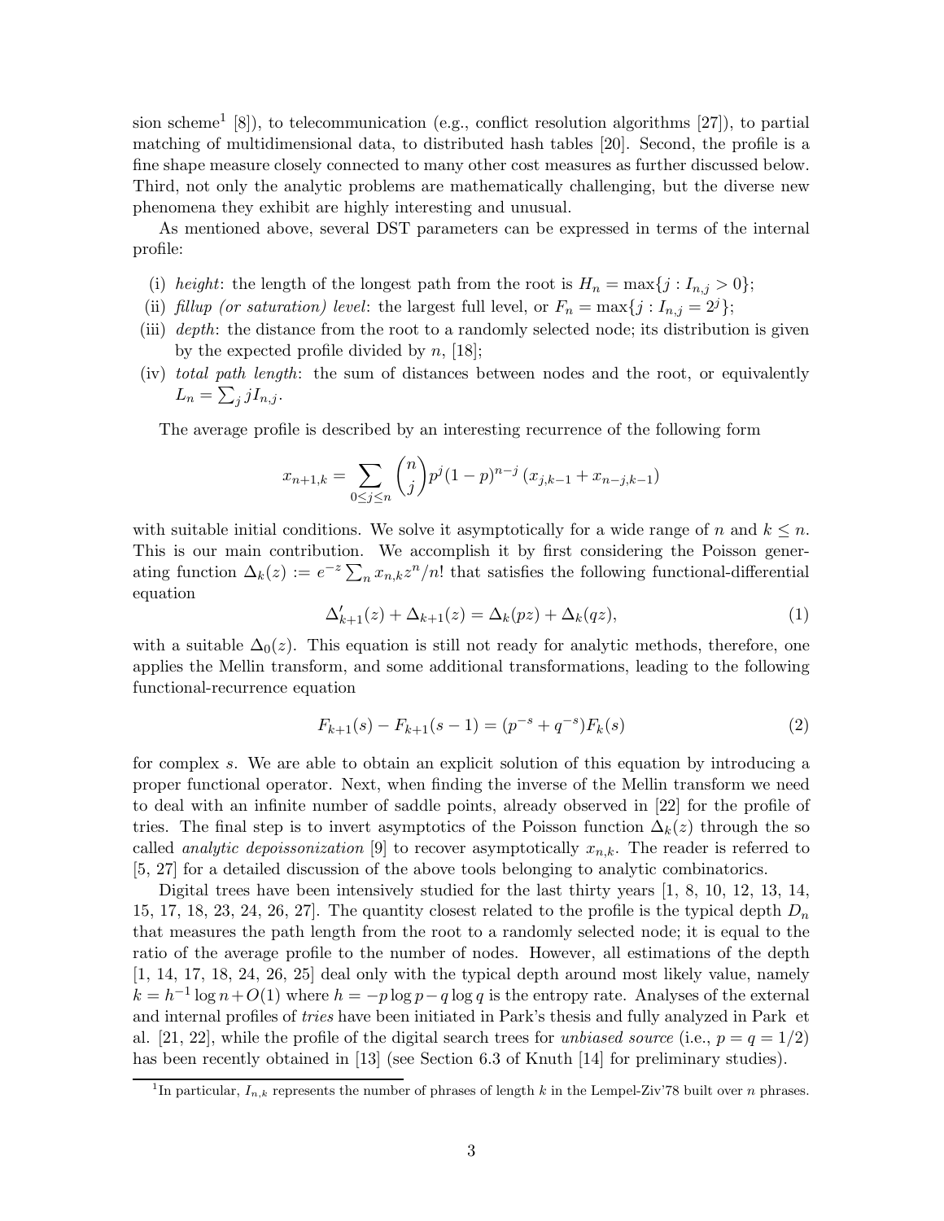sion scheme[1] [8]), to telecommunication (e.g., conflict resolution algorithms [27]), to partial matching of multidimensional data, to distributed hash tables [20]. Second, the profile is a fine shape measure closely connected to many other cost measures as further discussed below. Third, not only the analytic problems are mathematically challenging, but the diverse new phenomena they exhibit are highly interesting and unusual.

As mentioned above, several DST parameters can be expressed in terms of the internal profile:

(i) *height*: the length of the longest path from the root is $H_n = \max\{j : I_{n,j} > 0\}$;

(ii) *fillup (or saturation) level*: the largest full level, or $F_n = \max\{j : I_{n,j} = 2^j\}$;

(iii) *depth*: the distance from the root to a randomly selected node; its distribution is given by the expected profile divided by $n$, [18];

(iv) *total path length*: the sum of distances between nodes and the root, or equivalently $L_n = \sum_j jI_{n,j}$.

The average profile is described by an interesting recurrence of the following form

$$x_{n+1,k} = \sum_{0 \le j \le n} \binom{n}{j} p^j (1-p)^{n-j} \left(x_{j,k-1} + x_{n-j,k-1}\right)$$

with suitable initial conditions. We solve it asymptotically for a wide range of $n$ and $k \le n$. This is our main contribution. We accomplish it by first considering the Poisson generating function $\Delta_k(z) := e^{-z} \sum_n x_{n,k} z^n/n!$ that satisfies the following functional-differential equation

$$\Delta'_{k+1}(z) + \Delta_{k+1}(z) = \Delta_k(pz) + \Delta_k(qz), \tag{1}$$

with a suitable $\Delta_0(z)$. This equation is still not ready for analytic methods, therefore, one applies the Mellin transform, and some additional transformations, leading to the following functional-recurrence equation

$$F_{k+1}(s) - F_{k+1}(s-1) = (p^{-s} + q^{-s})F_k(s) \tag{2}$$

for complex $s$. We are able to obtain an explicit solution of this equation by introducing a proper functional operator. Next, when finding the inverse of the Mellin transform we need to deal with an infinite number of saddle points, already observed in [22] for the profile of tries. The final step is to invert asymptotics of the Poisson function $\Delta_k(z)$ through the so called *analytic depoissonization* [9] to recover asymptotically $x_{n,k}$. The reader is referred to [5, 27] for a detailed discussion of the above tools belonging to analytic combinatorics.

Digital trees have been intensively studied for the last thirty years [1, 8, 10, 12, 13, 14, 15, 17, 18, 23, 24, 26, 27]. The quantity closest related to the profile is the typical depth $D_n$ that measures the path length from the root to a randomly selected node; it is equal to the ratio of the average profile to the number of nodes. However, all estimations of the depth [1, 14, 17, 18, 24, 26, 25] deal only with the typical depth around most likely value, namely $k = h^{-1} \log n + O(1)$ where $h = -p \log p - q \log q$ is the entropy rate. Analyses of the external and internal profiles of *tries* have been initiated in Park's thesis and fully analyzed in Park et al. [21, 22], while the profile of the digital search trees for *unbiased source* (i.e., $p = q = 1/2$) has been recently obtained in [13] (see Section 6.3 of Knuth [14] for preliminary studies).

[1] In particular, $I_{n,k}$ represents the number of phrases of length $k$ in the Lempel-Ziv'78 built over $n$ phrases.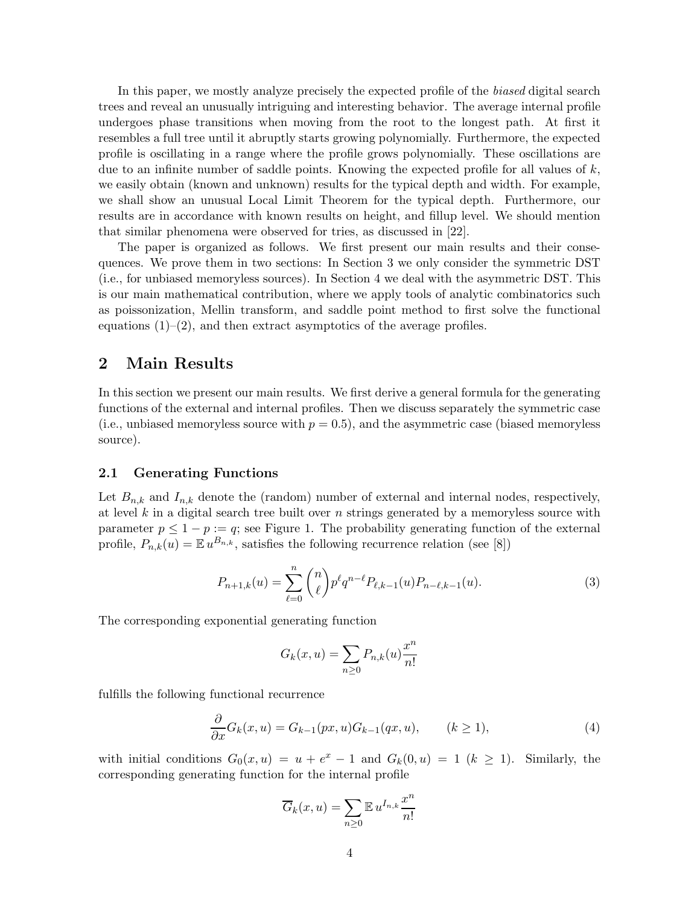In this paper, we mostly analyze precisely the expected profile of the *biased* digital search trees and reveal an unusually intriguing and interesting behavior. The average internal profile undergoes phase transitions when moving from the root to the longest path. At first it resembles a full tree until it abruptly starts growing polynomially. Furthermore, the expected profile is oscillating in a range where the profile grows polynomially. These oscillations are due to an infinite number of saddle points. Knowing the expected profile for all values of $k$, we easily obtain (known and unknown) results for the typical depth and width. For example, we shall show an unusual Local Limit Theorem for the typical depth. Furthermore, our results are in accordance with known results on height, and fillup level. We should mention that similar phenomena were observed for tries, as discussed in [22].

The paper is organized as follows. We first present our main results and their consequences. We prove them in two sections: In Section 3 we only consider the symmetric DST (i.e., for unbiased memoryless sources). In Section 4 we deal with the asymmetric DST. This is our main mathematical contribution, where we apply tools of analytic combinatorics such as poissonization, Mellin transform, and saddle point method to first solve the functional equations (1)–(2), and then extract asymptotics of the average profiles.

## 2 Main Results

In this section we present our main results. We first derive a general formula for the generating functions of the external and internal profiles. Then we discuss separately the symmetric case (i.e., unbiased memoryless source with $p = 0.5$), and the asymmetric case (biased memoryless source).

### 2.1 Generating Functions

Let $B_{n,k}$ and $I_{n,k}$ denote the (random) number of external and internal nodes, respectively, at level $k$ in a digital search tree built over $n$ strings generated by a memoryless source with parameter $p \le 1 - p := q$; see Figure 1. The probability generating function of the external profile, $P_{n,k}(u) = \mathbb{E}\, u^{B_{n,k}}$, satisfies the following recurrence relation (see [8])

$$P_{n+1,k}(u) = \sum_{\ell=0}^{n} \binom{n}{\ell} p^{\ell} q^{n-\ell} P_{\ell,k-1}(u) P_{n-\ell,k-1}(u). \tag{3}$$

The corresponding exponential generating function

$$G_k(x,u) = \sum_{n\ge 0} P_{n,k}(u) \frac{x^n}{n!}$$

fulfills the following functional recurrence

$$\frac{\partial}{\partial x} G_k(x,u) = G_{k-1}(px,u) G_{k-1}(qx,u), \qquad (k \ge 1), \tag{4}$$

with initial conditions $G_0(x,u) = u + e^x - 1$ and $G_k(0,u) = 1$ $(k \ge 1)$. Similarly, the corresponding generating function for the internal profile

$$\overline{G}_k(x,u) = \sum_{n\ge 0} \mathbb{E}\, u^{I_{n,k}} \frac{x^n}{n!}$$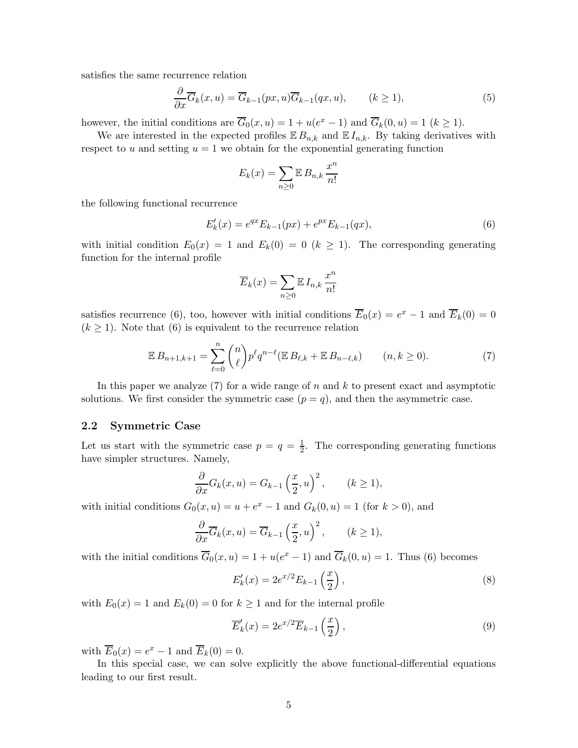satisfies the same recurrence relation

$$\frac{\partial}{\partial x}\overline{G}_k(x,u) = \overline{G}_{k-1}(px,u)\overline{G}_{k-1}(qx,u), \qquad (k \ge 1), \tag{5}$$

however, the initial conditions are $\overline{G}_0(x,u) = 1 + u(e^x - 1)$ and $\overline{G}_k(0,u) = 1$ $(k \ge 1)$.

We are interested in the expected profiles $\mathbb{E}\, B_{n,k}$ and $\mathbb{E}\, I_{n,k}$. By taking derivatives with respect to $u$ and setting $u = 1$ we obtain for the exponential generating function

$$E_k(x) = \sum_{n \ge 0} \mathbb{E}\, B_{n,k} \frac{x^n}{n!}$$

the following functional recurrence

$$E_k'(x) = e^{qx} E_{k-1}(px) + e^{px} E_{k-1}(qx), \tag{6}$$

with initial condition $E_0(x) = 1$ and $E_k(0) = 0$ $(k \ge 1)$. The corresponding generating function for the internal profile

$$\overline{E}_k(x) = \sum_{n \ge 0} \mathbb{E}\, I_{n,k} \frac{x^n}{n!}$$

satisfies recurrence (6), too, however with initial conditions $\overline{E}_0(x) = e^x - 1$ and $\overline{E}_k(0) = 0$ $(k \ge 1)$. Note that (6) is equivalent to the recurrence relation

$$\mathbb{E}\, B_{n+1,k+1} = \sum_{\ell=0}^{n} \binom{n}{\ell} p^\ell q^{n-\ell} (\mathbb{E}\, B_{\ell,k} + \mathbb{E}\, B_{n-\ell,k}) \qquad (n, k \ge 0). \tag{7}$$

In this paper we analyze (7) for a wide range of $n$ and $k$ to present exact and asymptotic solutions. We first consider the symmetric case $(p = q)$, and then the asymmetric case.

## 2.2 Symmetric Case

Let us start with the symmetric case $p = q = \frac{1}{2}$. The corresponding generating functions have simpler structures. Namely,

$$\frac{\partial}{\partial x} G_k(x,u) = G_{k-1}\left(\frac{x}{2}, u\right)^2, \qquad (k \ge 1),$$

with initial conditions $G_0(x,u) = u + e^x - 1$ and $G_k(0,u) = 1$ (for $k > 0$), and

$$\frac{\partial}{\partial x} \overline{G}_k(x,u) = \overline{G}_{k-1}\left(\frac{x}{2}, u\right)^2, \qquad (k \ge 1),$$

with the initial conditions $\overline{G}_0(x,u) = 1 + u(e^x - 1)$ and $\overline{G}_k(0,u) = 1$. Thus (6) becomes

$$E_k'(x) = 2e^{x/2} E_{k-1}\left(\frac{x}{2}\right), \tag{8}$$

with $E_0(x) = 1$ and $E_k(0) = 0$ for $k \ge 1$ and for the internal profile

$$\overline{E}_k'(x) = 2e^{x/2} \overline{E}_{k-1}\left(\frac{x}{2}\right), \tag{9}$$

with $\overline{E}_0(x) = e^x - 1$ and $\overline{E}_k(0) = 0$.

In this special case, we can solve explicitly the above functional-differential equations leading to our first result.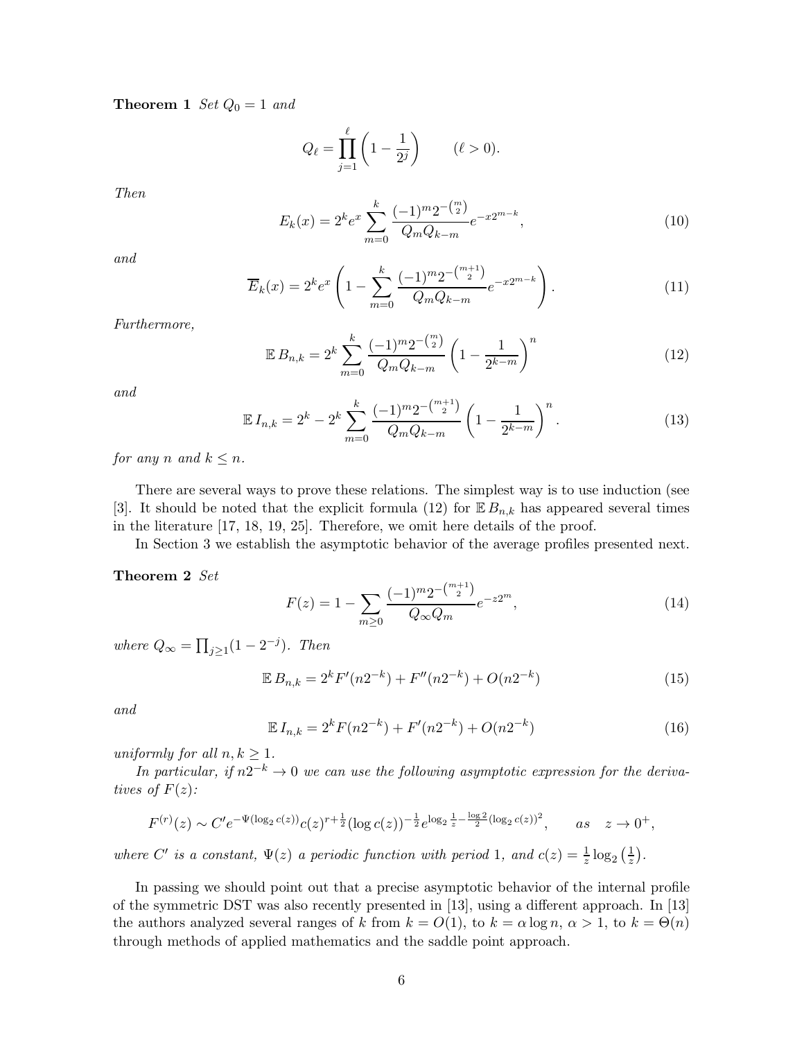**Theorem 1** *Set* $Q_0 = 1$ *and*

$$Q_\ell = \prod_{j=1}^{\ell}\left(1 - \frac{1}{2^j}\right) \qquad (\ell > 0).$$

*Then*

$$E_k(x) = 2^k e^x \sum_{m=0}^{k} \frac{(-1)^m 2^{-\binom{m}{2}}}{Q_m Q_{k-m}} e^{-x2^{m-k}}, \tag{10}$$

*and*

$$\overline{E}_k(x) = 2^k e^x \left(1 - \sum_{m=0}^{k} \frac{(-1)^m 2^{-\binom{m+1}{2}}}{Q_m Q_{k-m}} e^{-x2^{m-k}}\right). \tag{11}$$

*Furthermore,*

$$\mathbb{E}\, B_{n,k} = 2^k \sum_{m=0}^{k} \frac{(-1)^m 2^{-\binom{m}{2}}}{Q_m Q_{k-m}} \left(1 - \frac{1}{2^{k-m}}\right)^n \tag{12}$$

*and*

$$\mathbb{E}\, I_{n,k} = 2^k - 2^k \sum_{m=0}^{k} \frac{(-1)^m 2^{-\binom{m+1}{2}}}{Q_m Q_{k-m}} \left(1 - \frac{1}{2^{k-m}}\right)^n. \tag{13}$$

*for any* $n$ *and* $k \le n$.

There are several ways to prove these relations. The simplest way is to use induction (see [3]. It should be noted that the explicit formula (12) for $\mathbb{E}\, B_{n,k}$ has appeared several times in the literature [17, 18, 19, 25]. Therefore, we omit here details of the proof.

In Section 3 we establish the asymptotic behavior of the average profiles presented next.

**Theorem 2** *Set*

$$F(z) = 1 - \sum_{m \ge 0} \frac{(-1)^m 2^{-\binom{m+1}{2}}}{Q_\infty Q_m} e^{-z2^m}, \tag{14}$$

*where* $Q_\infty = \prod_{j\ge 1}(1 - 2^{-j})$. *Then*

$$\mathbb{E}\, B_{n,k} = 2^k F'(n2^{-k}) + F''(n2^{-k}) + O(n2^{-k}) \tag{15}$$

*and*

$$\mathbb{E}\, I_{n,k} = 2^k F(n2^{-k}) + F'(n2^{-k}) + O(n2^{-k}) \tag{16}$$

*uniformly for all* $n, k \ge 1$.

*In particular, if* $n2^{-k} \to 0$ *we can use the following asymptotic expression for the derivatives of* $F(z)$:

$$F^{(r)}(z) \sim C' e^{-\Psi(\log_2 c(z))} c(z)^{r+\frac{1}{2}} (\log c(z))^{-\frac{1}{2}} e^{\log_2 \frac{1}{z} - \frac{\log 2}{2}(\log_2 c(z))^2}, \qquad as \quad z \to 0^+,$$

*where* $C'$ *is a constant,* $\Psi(z)$ *a periodic function with period* 1, *and* $c(z) = \frac{1}{z}\log_2\left(\frac{1}{z}\right)$.

In passing we should point out that a precise asymptotic behavior of the internal profile of the symmetric DST was also recently presented in [13], using a different approach. In [13] the authors analyzed several ranges of $k$ from $k = O(1)$, to $k = \alpha \log n$, $\alpha > 1$, to $k = \Theta(n)$ through methods of applied mathematics and the saddle point approach.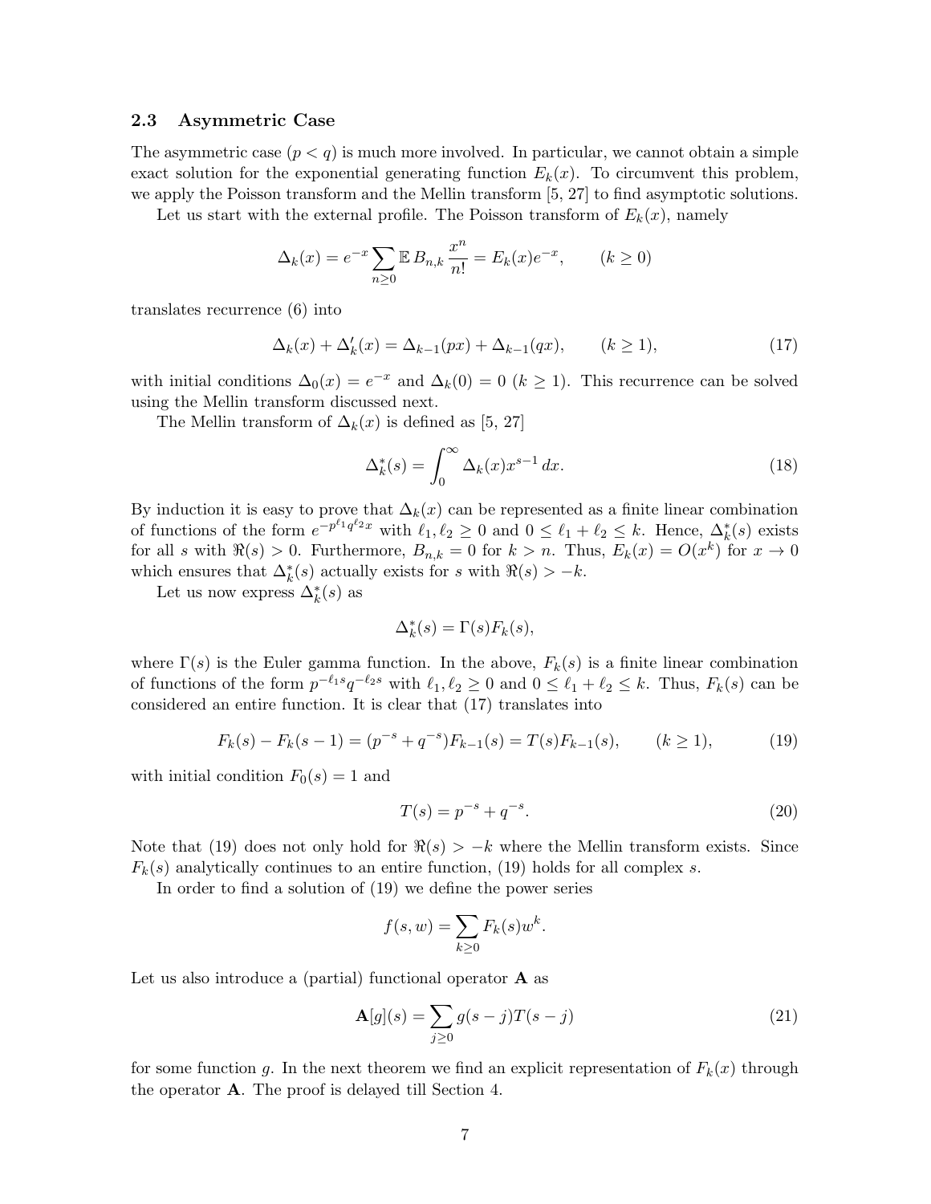### 2.3 Asymmetric Case

The asymmetric case ($p < q$) is much more involved. In particular, we cannot obtain a simple exact solution for the exponential generating function $E_k(x)$. To circumvent this problem, we apply the Poisson transform and the Mellin transform [5, 27] to find asymptotic solutions.

Let us start with the external profile. The Poisson transform of $E_k(x)$, namely

$$\Delta_k(x) = e^{-x} \sum_{n \geq 0} \mathbb{E}\, B_{n,k} \frac{x^n}{n!} = E_k(x) e^{-x}, \qquad (k \geq 0)$$

translates recurrence (6) into

$$\Delta_k(x) + \Delta_k'(x) = \Delta_{k-1}(px) + \Delta_{k-1}(qx), \qquad (k \geq 1), \tag{17}$$

with initial conditions $\Delta_0(x) = e^{-x}$ and $\Delta_k(0) = 0$ $(k \geq 1)$. This recurrence can be solved using the Mellin transform discussed next.

The Mellin transform of $\Delta_k(x)$ is defined as [5, 27]

$$\Delta_k^*(s) = \int_0^\infty \Delta_k(x) x^{s-1}\, dx. \tag{18}$$

By induction it is easy to prove that $\Delta_k(x)$ can be represented as a finite linear combination of functions of the form $e^{-p^{\ell_1} q^{\ell_2} x}$ with $\ell_1, \ell_2 \geq 0$ and $0 \leq \ell_1 + \ell_2 \leq k$. Hence, $\Delta_k^*(s)$ exists for all $s$ with $\Re(s) > 0$. Furthermore, $B_{n,k} = 0$ for $k > n$. Thus, $E_k(x) = O(x^k)$ for $x \to 0$ which ensures that $\Delta_k^*(s)$ actually exists for $s$ with $\Re(s) > -k$.

Let us now express $\Delta_k^*(s)$ as

$$\Delta_k^*(s) = \Gamma(s) F_k(s),$$

where $\Gamma(s)$ is the Euler gamma function. In the above, $F_k(s)$ is a finite linear combination of functions of the form $p^{-\ell_1 s} q^{-\ell_2 s}$ with $\ell_1, \ell_2 \geq 0$ and $0 \leq \ell_1 + \ell_2 \leq k$. Thus, $F_k(s)$ can be considered an entire function. It is clear that (17) translates into

$$F_k(s) - F_k(s-1) = (p^{-s} + q^{-s}) F_{k-1}(s) = T(s) F_{k-1}(s), \qquad (k \geq 1), \tag{19}$$

with initial condition $F_0(s) = 1$ and

$$T(s) = p^{-s} + q^{-s}. \tag{20}$$

Note that (19) does not only hold for $\Re(s) > -k$ where the Mellin transform exists. Since $F_k(s)$ analytically continues to an entire function, (19) holds for all complex $s$.

In order to find a solution of (19) we define the power series

$$f(s, w) = \sum_{k \geq 0} F_k(s) w^k.$$

Let us also introduce a (partial) functional operator $\mathbf{A}$ as

$$\mathbf{A}[g](s) = \sum_{j \geq 0} g(s-j) T(s-j) \tag{21}$$

for some function $g$. In the next theorem we find an explicit representation of $F_k(x)$ through the operator $\mathbf{A}$. The proof is delayed till Section 4.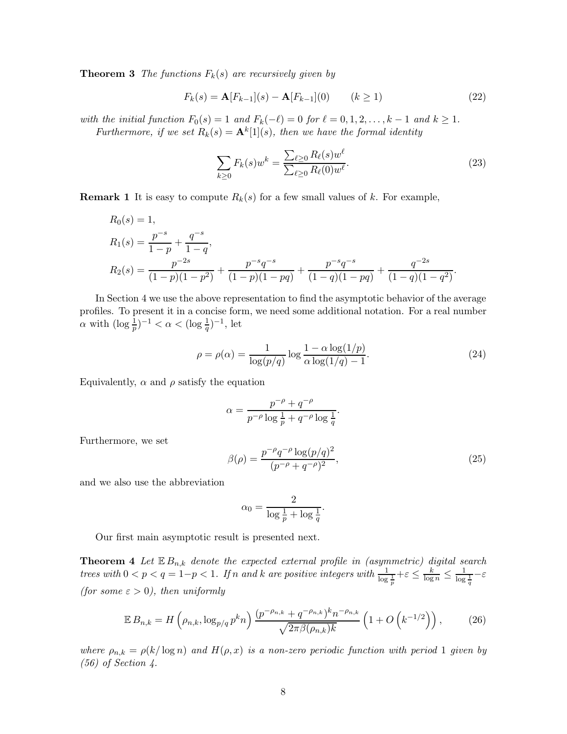**Theorem 3** *The functions $F_k(s)$ are recursively given by*

$$F_k(s) = \mathbf{A}[F_{k-1}](s) - \mathbf{A}[F_{k-1}](0) \qquad (k \geq 1) \tag{22}$$

*with the initial function $F_0(s) = 1$ and $F_k(-\ell) = 0$ for $\ell = 0, 1, 2, \ldots, k-1$ and $k \geq 1$.*

*Furthermore, if we set $R_k(s) = \mathbf{A}^k[1](s)$, then we have the formal identity*

$$\sum_{k \geq 0} F_k(s) w^k = \frac{\sum_{\ell \geq 0} R_\ell(s) w^\ell}{\sum_{\ell \geq 0} R_\ell(0) w^\ell}. \tag{23}$$

**Remark 1** It is easy to compute $R_k(s)$ for a few small values of $k$. For example,

$$\begin{aligned}
R_0(s) &= 1, \\
R_1(s) &= \frac{p^{-s}}{1-p} + \frac{q^{-s}}{1-q}, \\
R_2(s) &= \frac{p^{-2s}}{(1-p)(1-p^2)} + \frac{p^{-s}q^{-s}}{(1-p)(1-pq)} + \frac{p^{-s}q^{-s}}{(1-q)(1-pq)} + \frac{q^{-2s}}{(1-q)(1-q^2)}.
\end{aligned}$$

In Section 4 we use the above representation to find the asymptotic behavior of the average profiles. To present it in a concise form, we need some additional notation. For a real number $\alpha$ with $(\log \frac{1}{p})^{-1} < \alpha < (\log \frac{1}{q})^{-1}$, let

$$\rho = \rho(\alpha) = \frac{1}{\log(p/q)} \log \frac{1 - \alpha \log(1/p)}{\alpha \log(1/q) - 1}. \tag{24}$$

Equivalently, $\alpha$ and $\rho$ satisfy the equation

$$\alpha = \frac{p^{-\rho} + q^{-\rho}}{p^{-\rho} \log \frac{1}{p} + q^{-\rho} \log \frac{1}{q}}.$$

Furthermore, we set

$$\beta(\rho) = \frac{p^{-\rho} q^{-\rho} \log(p/q)^2}{(p^{-\rho} + q^{-\rho})^2}, \tag{25}$$

and we also use the abbreviation

$$\alpha_0 = \frac{2}{\log \frac{1}{p} + \log \frac{1}{q}}.$$

Our first main asymptotic result is presented next.

**Theorem 4** *Let $\mathbb{E}\, B_{n,k}$ denote the expected external profile in (asymmetric) digital search trees with $0 < p < q = 1-p < 1$. If $n$ and $k$ are positive integers with $\frac{1}{\log \frac{1}{p}} + \varepsilon \leq \frac{k}{\log n} \leq \frac{1}{\log \frac{1}{q}} - \varepsilon$ (for some $\varepsilon > 0$), then uniformly*

$$\mathbb{E}\, B_{n,k} = H\left(\rho_{n,k}, \log_{p/q} p^k n\right) \frac{(p^{-\rho_{n,k}} + q^{-\rho_{n,k}})^k n^{-\rho_{n,k}}}{\sqrt{2\pi\beta(\rho_{n,k})k}} \left(1 + O\left(k^{-1/2}\right)\right), \tag{26}$$

*where $\rho_{n,k} = \rho(k/\log n)$ and $H(\rho, x)$ is a non-zero periodic function with period 1 given by (56) of Section 4.*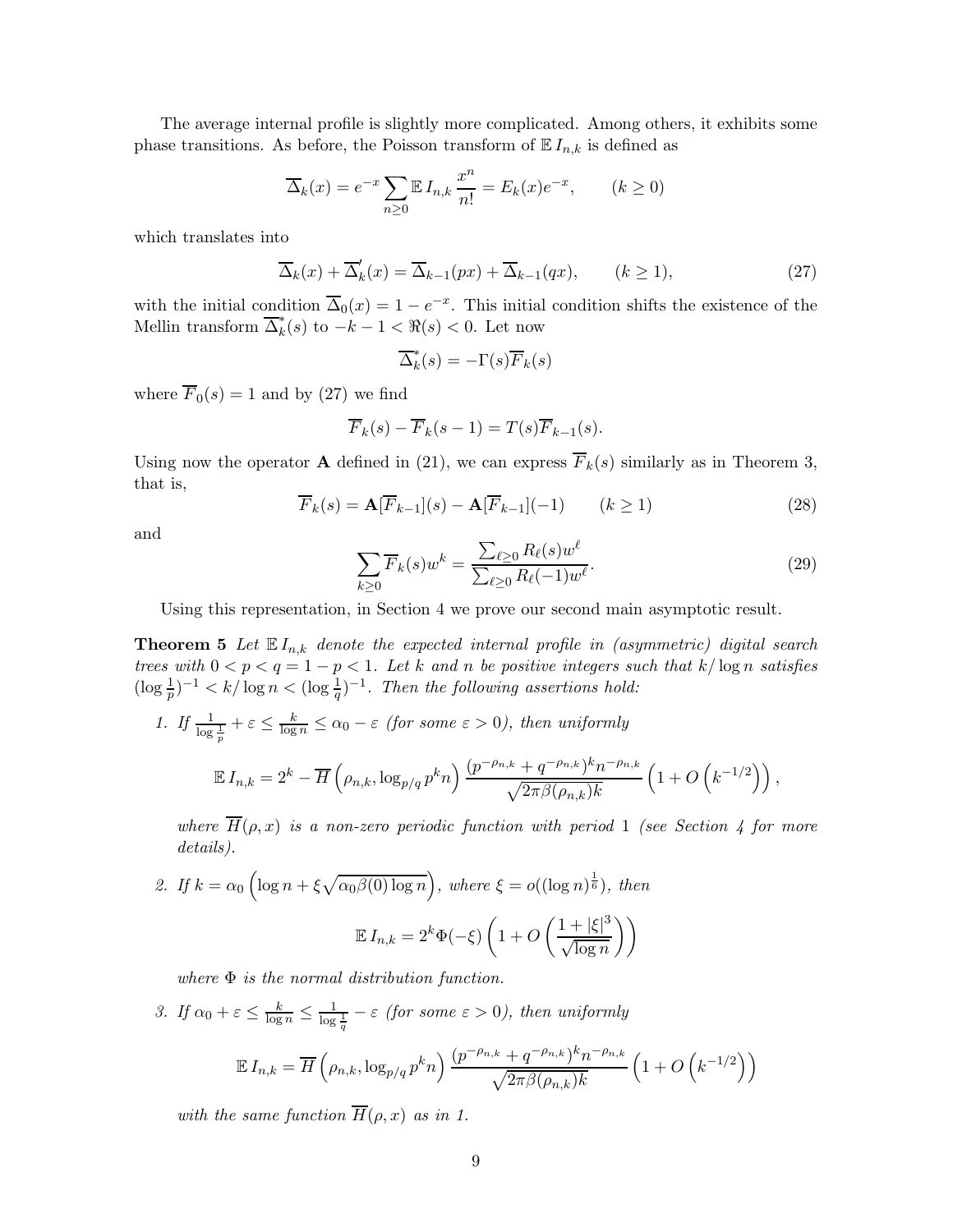The average internal profile is slightly more complicated. Among others, it exhibits some phase transitions. As before, the Poisson transform of $\mathbb{E}\, I_{n,k}$ is defined as

$$\overline{\Delta}_k(x) = e^{-x} \sum_{n \geq 0} \mathbb{E}\, I_{n,k} \frac{x^n}{n!} = E_k(x) e^{-x}, \qquad (k \geq 0)$$

which translates into

$$\overline{\Delta}_k(x) + \overline{\Delta}_k'(x) = \overline{\Delta}_{k-1}(px) + \overline{\Delta}_{k-1}(qx), \qquad (k \geq 1), \tag{27}$$

with the initial condition $\overline{\Delta}_0(x) = 1 - e^{-x}$. This initial condition shifts the existence of the Mellin transform $\overline{\Delta}_k^*(s)$ to $-k-1 < \Re(s) < 0$. Let now

$$\overline{\Delta}_k^*(s) = -\Gamma(s) \overline{F}_k(s)$$

where $\overline{F}_0(s) = 1$ and by (27) we find

$$\overline{F}_k(s) - \overline{F}_k(s-1) = T(s) \overline{F}_{k-1}(s).$$

Using now the operator $\mathbf{A}$ defined in (21), we can express $\overline{F}_k(s)$ similarly as in Theorem 3, that is,

$$\overline{F}_k(s) = \mathbf{A}[\overline{F}_{k-1}](s) - \mathbf{A}[\overline{F}_{k-1}](-1) \qquad (k \geq 1) \tag{28}$$

and

$$\sum_{k \geq 0} \overline{F}_k(s) w^k = \frac{\sum_{\ell \geq 0} R_\ell(s) w^\ell}{\sum_{\ell \geq 0} R_\ell(-1) w^\ell}. \tag{29}$$

Using this representation, in Section 4 we prove our second main asymptotic result.

**Theorem 5** *Let $\mathbb{E}\, I_{n,k}$ denote the expected internal profile in (asymmetric) digital search trees with $0 < p < q = 1 - p < 1$. Let $k$ and $n$ be positive integers such that $k/\log n$ satisfies $(\log \frac{1}{p})^{-1} < k/\log n < (\log \frac{1}{q})^{-1}$. Then the following assertions hold:*

1. *If $\frac{1}{\log \frac{1}{p}} + \varepsilon \leq \frac{k}{\log n} \leq \alpha_0 - \varepsilon$ (for some $\varepsilon > 0$), then uniformly*

$$\mathbb{E}\, I_{n,k} = 2^k - \overline{H}\left(\rho_{n,k}, \log_{p/q} p^k n\right) \frac{(p^{-\rho_{n,k}} + q^{-\rho_{n,k}})^k n^{-\rho_{n,k}}}{\sqrt{2\pi \beta(\rho_{n,k}) k}} \left(1 + O\left(k^{-1/2}\right)\right),$$

*where $\overline{H}(\rho, x)$ is a non-zero periodic function with period $1$ (see Section 4 for more details).*

2. *If $k = \alpha_0 \left(\log n + \xi \sqrt{\alpha_0 \beta(0) \log n}\right)$, where $\xi = o((\log n)^{\frac{1}{6}})$, then*

$$\mathbb{E}\, I_{n,k} = 2^k \Phi(-\xi) \left(1 + O\left(\frac{1 + |\xi|^3}{\sqrt{\log n}}\right)\right)$$

*where $\Phi$ is the normal distribution function.*

3. *If $\alpha_0 + \varepsilon \leq \frac{k}{\log n} \leq \frac{1}{\log \frac{1}{q}} - \varepsilon$ (for some $\varepsilon > 0$), then uniformly*

$$\mathbb{E}\, I_{n,k} = \overline{H}\left(\rho_{n,k}, \log_{p/q} p^k n\right) \frac{(p^{-\rho_{n,k}} + q^{-\rho_{n,k}})^k n^{-\rho_{n,k}}}{\sqrt{2\pi \beta(\rho_{n,k}) k}} \left(1 + O\left(k^{-1/2}\right)\right)$$

*with the same function $\overline{H}(\rho, x)$ as in 1.*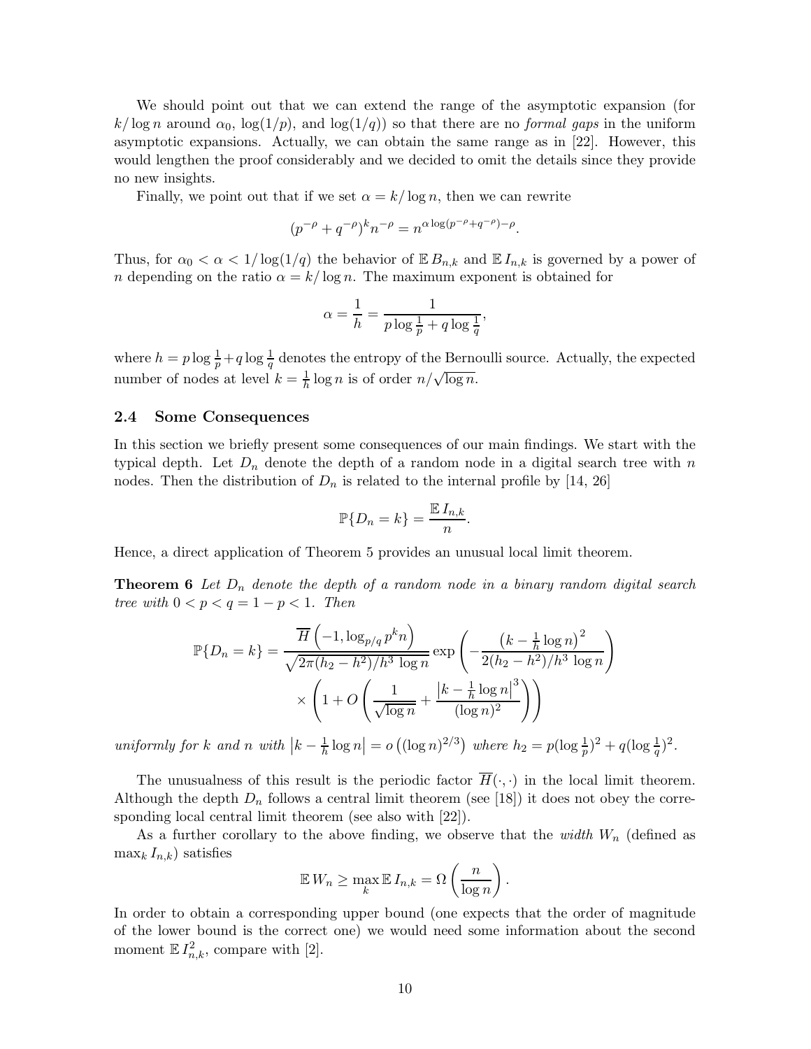We should point out that we can extend the range of the asymptotic expansion (for $k/\log n$ around $\alpha_0$, $\log(1/p)$, and $\log(1/q)$) so that there are no *formal gaps* in the uniform asymptotic expansions. Actually, we can obtain the same range as in [22]. However, this would lengthen the proof considerably and we decided to omit the details since they provide no new insights.

Finally, we point out that if we set $\alpha = k/\log n$, then we can rewrite

$$(p^{-\rho} + q^{-\rho})^k n^{-\rho} = n^{\alpha \log(p^{-\rho}+q^{-\rho}) - \rho}.$$

Thus, for $\alpha_0 < \alpha < 1/\log(1/q)$ the behavior of $\mathbb{E}\, B_{n,k}$ and $\mathbb{E}\, I_{n,k}$ is governed by a power of $n$ depending on the ratio $\alpha = k/\log n$. The maximum exponent is obtained for

$$\alpha = \frac{1}{h} = \frac{1}{p \log \frac{1}{p} + q \log \frac{1}{q}},$$

where $h = p\log\frac{1}{p} + q \log \frac{1}{q}$ denotes the entropy of the Bernoulli source. Actually, the expected number of nodes at level $k = \frac{1}{h}\log n$ is of order $n/\sqrt{\log n}$.

### 2.4 Some Consequences

In this section we briefly present some consequences of our main findings. We start with the typical depth. Let $D_n$ denote the depth of a random node in a digital search tree with $n$ nodes. Then the distribution of $D_n$ is related to the internal profile by [14, 26]

$$\mathbb{P}\{D_n = k\} = \frac{\mathbb{E}\, I_{n,k}}{n}.$$

Hence, a direct application of Theorem 5 provides an unusual local limit theorem.

**Theorem 6** *Let $D_n$ denote the depth of a random node in a binary random digital search tree with $0 < p < q = 1-p < 1$. Then*

$$\mathbb{P}\{D_n = k\} = \frac{\overline{H}\left(-1, \log_{p/q} p^k n\right)}{\sqrt{2\pi (h_2 - h^2)/h^3 \, \log n}} \exp\left( - \frac{\left(k - \frac{1}{h}\log n\right)^2}{2(h_2-h^2)/h^3 \, \log n} \right) \times \left( 1 + O\left( \frac{1}{\sqrt{\log n}} + \frac{\left|k - \frac{1}{h}\log n\right|^3}{(\log n)^2} \right) \right)$$

*uniformly for $k$ and $n$ with $\left|k - \frac{1}{h}\log n\right| = o\left((\log n)^{2/3}\right)$ where $h_2 = p(\log\frac{1}{p})^2 + q(\log\frac{1}{q})^2$.*

The unusualness of this result is the periodic factor $\overline{H}(\cdot,\cdot)$ in the local limit theorem. Although the depth $D_n$ follows a central limit theorem (see [18]) it does not obey the corresponding local central limit theorem (see also with [22]).

As a further corollary to the above finding, we observe that the *width* $W_n$ (defined as $\max_k I_{n,k}$) satisfies

$$\mathbb{E}\, W_n \geq \max_k \mathbb{E}\, I_{n,k} = \Omega\left(\frac{n}{\log n}\right).$$

In order to obtain a corresponding upper bound (one expects that the order of magnitude of the lower bound is the correct one) we would need some information about the second moment $\mathbb{E}\, I_{n,k}^2$, compare with [2].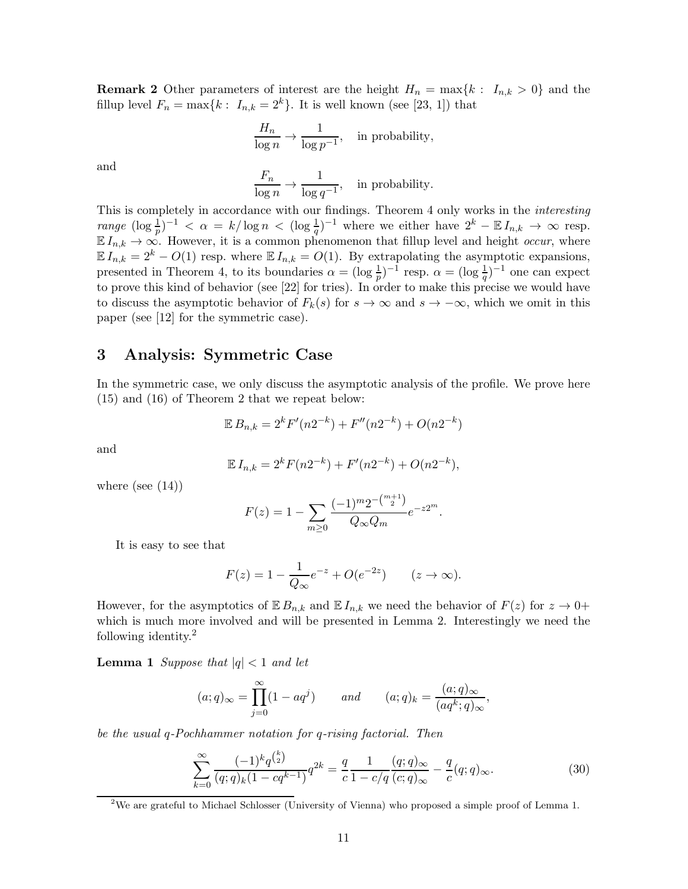**Remark 2** Other parameters of interest are the height $H_n = \max\{k : \ I_{n,k} > 0\}$ and the fillup level $F_n = \max\{k : \ I_{n,k} = 2^k\}$. It is well known (see [23, 1]) that

$$\frac{H_n}{\log n} \to \frac{1}{\log p^{-1}}, \quad \text{in probability,}$$

and

$$\frac{F_n}{\log n} \to \frac{1}{\log q^{-1}}, \quad \text{in probability.}$$

This is completely in accordance with our findings. Theorem 4 only works in the *interesting range* $(\log \frac{1}{p})^{-1} < \alpha = k/\log n < (\log \frac{1}{q})^{-1}$ where we either have $2^k - \mathbb{E}\, I_{n,k} \to \infty$ resp. $\mathbb{E}\, I_{n,k} \to \infty$. However, it is a common phenomenon that fillup level and height *occur*, where $\mathbb{E}\, I_{n,k} = 2^k - O(1)$ resp. where $\mathbb{E}\, I_{n,k} = O(1)$. By extrapolating the asymptotic expansions, presented in Theorem 4, to its boundaries $\alpha = (\log \frac{1}{p})^{-1}$ resp. $\alpha = (\log \frac{1}{q})^{-1}$ one can expect to prove this kind of behavior (see [22] for tries). In order to make this precise we would have to discuss the asymptotic behavior of $F_k(s)$ for $s \to \infty$ and $s \to -\infty$, which we omit in this paper (see [12] for the symmetric case).

## 3 Analysis: Symmetric Case

In the symmetric case, we only discuss the asymptotic analysis of the profile. We prove here (15) and (16) of Theorem 2 that we repeat below:

$$\mathbb{E}\, B_{n,k} = 2^k F'(n2^{-k}) + F''(n2^{-k}) + O(n2^{-k})$$

and

$$\mathbb{E}\, I_{n,k} = 2^k F(n2^{-k}) + F'(n2^{-k}) + O(n2^{-k}),$$

where (see (14))

$$F(z) = 1 - \sum_{m \geq 0} \frac{(-1)^m 2^{-\binom{m+1}{2}}}{Q_\infty Q_m} e^{-z2^m}.$$

It is easy to see that

$$F(z) = 1 - \frac{1}{Q_\infty} e^{-z} + O(e^{-2z}) \qquad (z \to \infty).$$

However, for the asymptotics of $\mathbb{E}\, B_{n,k}$ and $\mathbb{E}\, I_{n,k}$ we need the behavior of $F(z)$ for $z \to 0+$ which is much more involved and will be presented in Lemma 2. Interestingly we need the following identity.[2]

**Lemma 1** *Suppose that $|q| < 1$ and let*

$$(a; q)_\infty = \prod_{j=0}^{\infty} (1 - aq^j) \qquad \text{and} \qquad (a; q)_k = \frac{(a; q)_\infty}{(aq^k; q)_\infty},$$

*be the usual q-Pochhammer notation for q-rising factorial. Then*

$$\sum_{k=0}^{\infty} \frac{(-1)^k q^{\binom{k}{2}}}{(q; q)_k (1 - cq^{k-1})} q^{2k} = \frac{q}{c} \frac{1}{1 - c/q} \frac{(q; q)_\infty}{(c; q)_\infty} - \frac{q}{c} (q; q)_\infty. \tag{30}$$

[2] We are grateful to Michael Schlosser (University of Vienna) who proposed a simple proof of Lemma 1.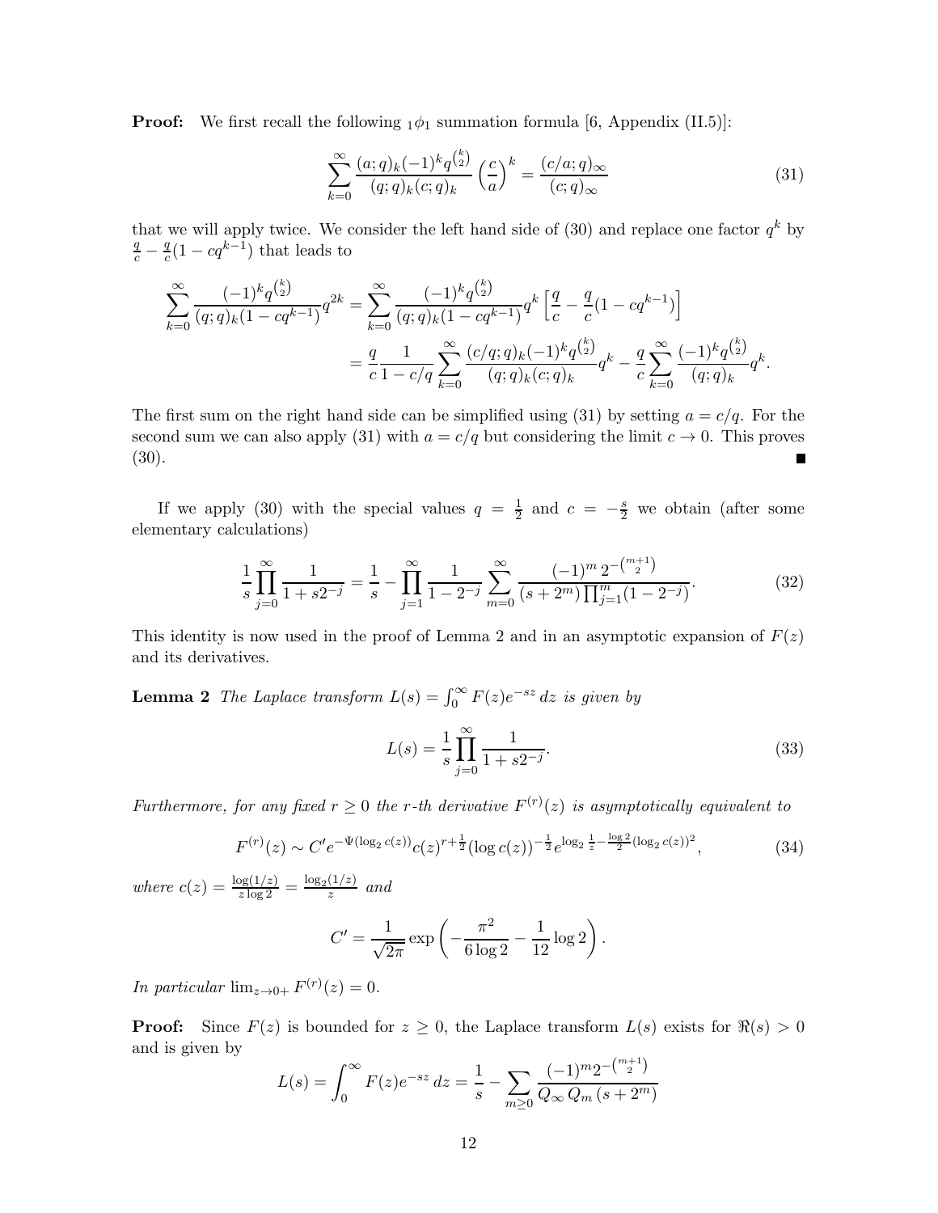**Proof:** We first recall the following ${}_1\phi_1$ summation formula [6, Appendix (II.5)]:

$$\sum_{k=0}^{\infty} \frac{(a;q)_k (-1)^k q^{\binom{k}{2}}}{(q;q)_k (c;q)_k} \left(\frac{c}{a}\right)^k = \frac{(c/a;q)_\infty}{(c;q)_\infty} \tag{31}$$

that we will apply twice. We consider the left hand side of (30) and replace one factor $q^k$ by $\frac{q}{c} - \frac{q}{c}(1 - cq^{k-1})$ that leads to

$$\begin{aligned}
\sum_{k=0}^{\infty} \frac{(-1)^k q^{\binom{k}{2}}}{(q;q)_k (1-cq^{k-1})} q^{2k} &= \sum_{k=0}^{\infty} \frac{(-1)^k q^{\binom{k}{2}}}{(q;q)_k (1-cq^{k-1})} q^k \left[\frac{q}{c} - \frac{q}{c}(1-cq^{k-1})\right] \\
&= \frac{q}{c}\frac{1}{1-c/q} \sum_{k=0}^{\infty} \frac{(c/q;q)_k (-1)^k q^{\binom{k}{2}}}{(q;q)_k (c;q)_k} q^k - \frac{q}{c} \sum_{k=0}^{\infty} \frac{(-1)^k q^{\binom{k}{2}}}{(q;q)_k} q^k.
\end{aligned}$$

The first sum on the right hand side can be simplified using (31) by setting $a = c/q$. For the second sum we can also apply (31) with $a = c/q$ but considering the limit $c \to 0$. This proves (30). ∎

If we apply (30) with the special values $q = \frac{1}{2}$ and $c = -\frac{s}{2}$ we obtain (after some elementary calculations)

$$\frac{1}{s} \prod_{j=0}^{\infty} \frac{1}{1+s2^{-j}} = \frac{1}{s} - \prod_{j=1}^{\infty} \frac{1}{1-2^{-j}} \sum_{m=0}^{\infty} \frac{(-1)^m \, 2^{-\binom{m+1}{2}}}{(s+2^m)\prod_{j=1}^{m}(1-2^{-j})}. \tag{32}$$

This identity is now used in the proof of Lemma 2 and in an asymptotic expansion of $F(z)$ and its derivatives.

**Lemma 2** *The Laplace transform $L(s) = \int_0^\infty F(z) e^{-sz}\, dz$ is given by*

$$L(s) = \frac{1}{s} \prod_{j=0}^{\infty} \frac{1}{1+s2^{-j}}. \tag{33}$$

*Furthermore, for any fixed $r \geq 0$ the $r$-th derivative $F^{(r)}(z)$ is asymptotically equivalent to*

$$F^{(r)}(z) \sim C' e^{-\Psi(\log_2 c(z))} c(z)^{r+\frac{1}{2}} (\log c(z))^{-\frac{1}{2}} e^{\log_2 \frac{1}{z} - \frac{\log 2}{2}(\log_2 c(z))^2}, \tag{34}$$

*where $c(z) = \frac{\log(1/z)}{z \log 2} = \frac{\log_2(1/z)}{z}$ and*

$$C' = \frac{1}{\sqrt{2\pi}} \exp\left(-\frac{\pi^2}{6\log 2} - \frac{1}{12}\log 2\right).$$

*In particular $\lim_{z\to 0+} F^{(r)}(z) = 0$.*

**Proof:** Since $F(z)$ is bounded for $z \geq 0$, the Laplace transform $L(s)$ exists for $\Re(s) > 0$ and is given by

$$L(s) = \int_0^\infty F(z) e^{-sz}\, dz = \frac{1}{s} - \sum_{m\geq 0} \frac{(-1)^m 2^{-\binom{m+1}{2}}}{Q_\infty \, Q_m \, (s+2^m)}$$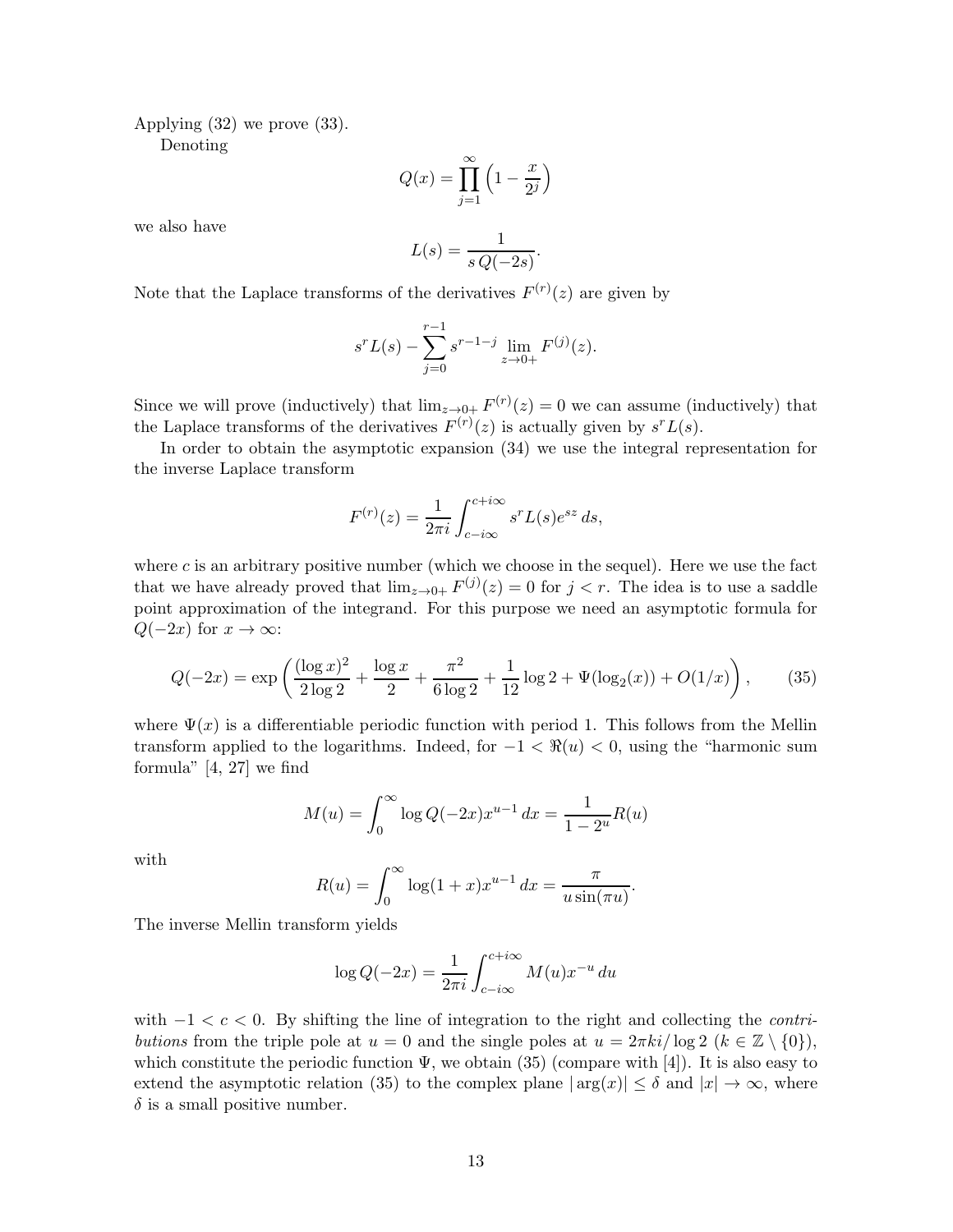Applying (32) we prove (33).

Denoting

$$Q(x) = \prod_{j=1}^{\infty} \left(1 - \frac{x}{2^j}\right)$$

we also have

$$L(s) = \frac{1}{s\,Q(-2s)}.$$

Note that the Laplace transforms of the derivatives $F^{(r)}(z)$ are given by

$$s^r L(s) - \sum_{j=0}^{r-1} s^{r-1-j} \lim_{z\to 0+} F^{(j)}(z).$$

Since we will prove (inductively) that $\lim_{z\to 0+} F^{(r)}(z) = 0$ we can assume (inductively) that the Laplace transforms of the derivatives $F^{(r)}(z)$ is actually given by $s^r L(s)$.

In order to obtain the asymptotic expansion (34) we use the integral representation for the inverse Laplace transform

$$F^{(r)}(z) = \frac{1}{2\pi i} \int_{c-i\infty}^{c+i\infty} s^r L(s) e^{sz}\, ds,$$

where $c$ is an arbitrary positive number (which we choose in the sequel). Here we use the fact that we have already proved that $\lim_{z\to 0+} F^{(j)}(z) = 0$ for $j < r$. The idea is to use a saddle point approximation of the integrand. For this purpose we need an asymptotic formula for $Q(-2x)$ for $x \to \infty$:

$$Q(-2x) = \exp\left(\frac{(\log x)^2}{2\log 2} + \frac{\log x}{2} + \frac{\pi^2}{6\log 2} + \frac{1}{12}\log 2 + \Psi(\log_2(x)) + O(1/x)\right), \tag{35}$$

where $\Psi(x)$ is a differentiable periodic function with period 1. This follows from the Mellin transform applied to the logarithms. Indeed, for $-1 < \Re(u) < 0$, using the "harmonic sum formula" [4, 27] we find

$$M(u) = \int_0^\infty \log Q(-2x) x^{u-1}\, dx = \frac{1}{1-2^u} R(u)$$

with

$$R(u) = \int_0^\infty \log(1+x) x^{u-1}\, dx = \frac{\pi}{u\sin(\pi u)}.$$

The inverse Mellin transform yields

$$\log Q(-2x) = \frac{1}{2\pi i} \int_{c-i\infty}^{c+i\infty} M(u) x^{-u}\, du$$

with $-1 < c < 0$. By shifting the line of integration to the right and collecting the *contributions* from the triple pole at $u = 0$ and the single poles at $u = 2\pi k i/\log 2$ ($k \in \mathbb{Z}\setminus\{0\}$), which constitute the periodic function $\Psi$, we obtain (35) (compare with [4]). It is also easy to extend the asymptotic relation (35) to the complex plane $|\arg(x)| \le \delta$ and $|x| \to \infty$, where $\delta$ is a small positive number.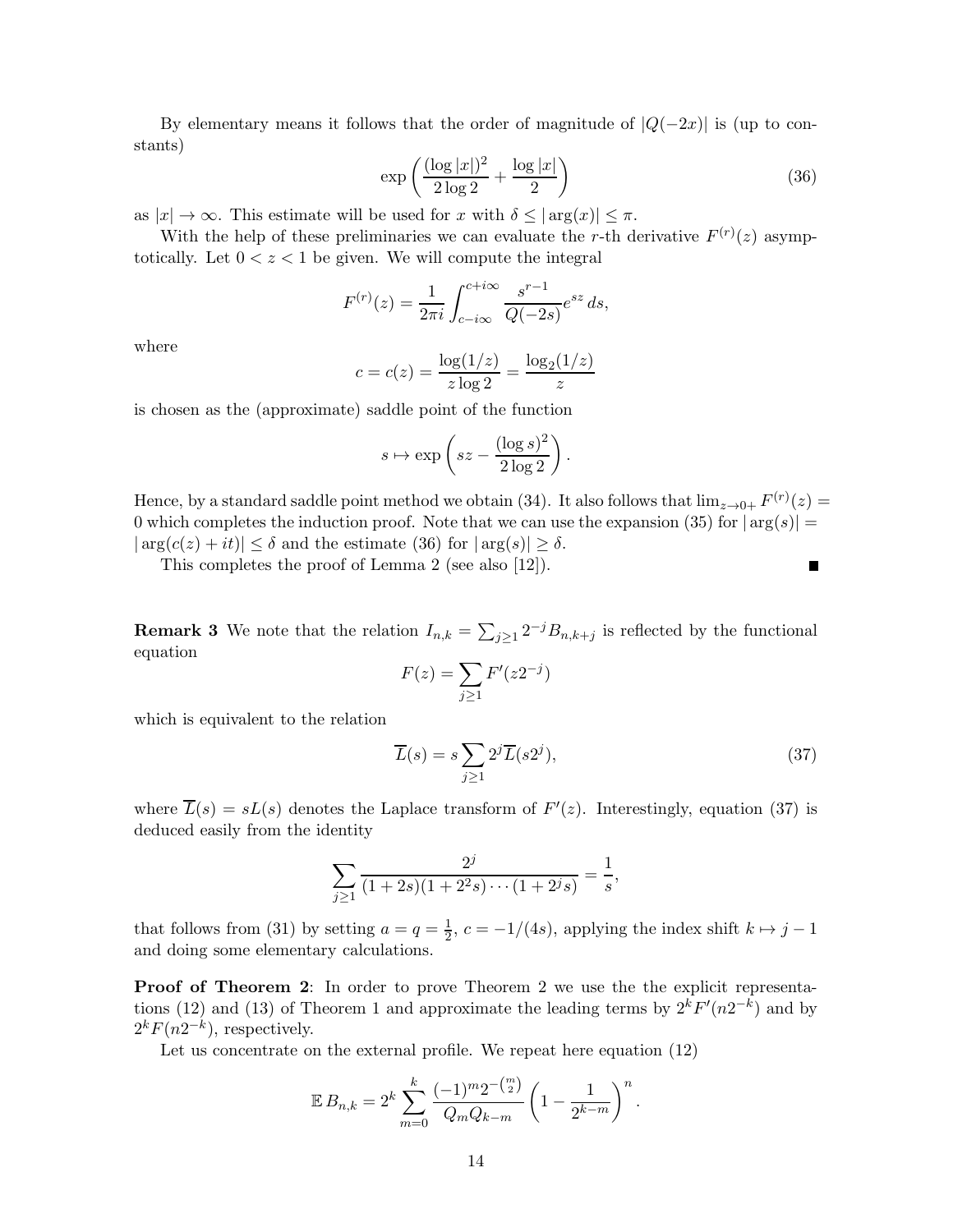By elementary means it follows that the order of magnitude of $|Q(-2x)|$ is (up to constants)

$$\exp\left(\frac{(\log|x|)^2}{2\log 2} + \frac{\log|x|}{2}\right) \tag{36}$$

as $|x| \to \infty$. This estimate will be used for $x$ with $\delta \le |\arg(x)| \le \pi$.

With the help of these preliminaries we can evaluate the $r$-th derivative $F^{(r)}(z)$ asymptotically. Let $0 < z < 1$ be given. We will compute the integral

$$F^{(r)}(z) = \frac{1}{2\pi i}\int_{c-i\infty}^{c+i\infty} \frac{s^{r-1}}{Q(-2s)} e^{sz}\, ds,$$

where

$$c = c(z) = \frac{\log(1/z)}{z\log 2} = \frac{\log_2(1/z)}{z}$$

is chosen as the (approximate) saddle point of the function

$$s \mapsto \exp\left(sz - \frac{(\log s)^2}{2\log 2}\right).$$

Hence, by a standard saddle point method we obtain (34). It also follows that $\lim_{z\to 0+} F^{(r)}(z) = 0$ which completes the induction proof. Note that we can use the expansion (35) for $|\arg(s)| = |\arg(c(z)+it)| \le \delta$ and the estimate (36) for $|\arg(s)| \ge \delta$.

This completes the proof of Lemma 2 (see also [12]). ∎

**Remark 3** We note that the relation $I_{n,k} = \sum_{j\ge 1} 2^{-j} B_{n,k+j}$ is reflected by the functional equation

$$F(z) = \sum_{j\ge 1} F'(z2^{-j})$$

which is equivalent to the relation

$$\overline{L}(s) = s\sum_{j\ge 1} 2^j \overline{L}(s2^j), \tag{37}$$

where $\overline{L}(s) = sL(s)$ denotes the Laplace transform of $F'(z)$. Interestingly, equation (37) is deduced easily from the identity

$$\sum_{j\ge 1} \frac{2^j}{(1+2s)(1+2^2s)\cdots(1+2^js)} = \frac{1}{s},$$

that follows from (31) by setting $a = q = \frac{1}{2}$, $c = -1/(4s)$, applying the index shift $k \mapsto j-1$ and doing some elementary calculations.

**Proof of Theorem 2**: In order to prove Theorem 2 we use the the explicit representations (12) and (13) of Theorem 1 and approximate the leading terms by $2^k F'(n2^{-k})$ and by $2^k F(n2^{-k})$, respectively.

Let us concentrate on the external profile. We repeat here equation (12)

$$\mathbb{E}\, B_{n,k} = 2^k \sum_{m=0}^{k} \frac{(-1)^m 2^{-\binom{m}{2}}}{Q_m Q_{k-m}} \left(1 - \frac{1}{2^{k-m}}\right)^n.$$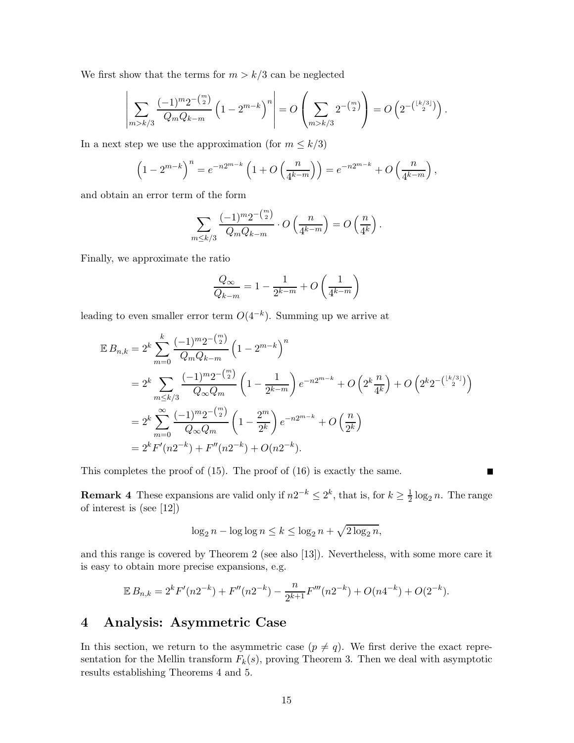We first show that the terms for $m > k/3$ can be neglected

$$\left| \sum_{m>k/3} \frac{(-1)^m 2^{-\binom{m}{2}}}{Q_m Q_{k-m}} \left(1 - 2^{m-k}\right)^n \right| = O\left( \sum_{m>k/3} 2^{-\binom{m}{2}} \right) = O\left(2^{-\binom{\lfloor k/3 \rfloor}{2}}\right).$$

In a next step we use the approximation (for $m \le k/3$)

$$\left(1 - 2^{m-k}\right)^n = e^{-n2^{m-k}} \left(1 + O\left(\frac{n}{4^{k-m}}\right)\right) = e^{-n2^{m-k}} + O\left(\frac{n}{4^{k-m}}\right),$$

and obtain an error term of the form

$$\sum_{m \le k/3} \frac{(-1)^m 2^{-\binom{m}{2}}}{Q_m Q_{k-m}} \cdot O\left(\frac{n}{4^{k-m}}\right) = O\left(\frac{n}{4^k}\right).$$

Finally, we approximate the ratio

$$\frac{Q_\infty}{Q_{k-m}} = 1 - \frac{1}{2^{k-m}} + O\left(\frac{1}{4^{k-m}}\right)$$

leading to even smaller error term $O(4^{-k})$. Summing up we arrive at

$$\begin{aligned}
\mathbb{E}\, B_{n,k} &= 2^k \sum_{m=0}^{k} \frac{(-1)^m 2^{-\binom{m}{2}}}{Q_m Q_{k-m}} \left(1 - 2^{m-k}\right)^n \\
&= 2^k \sum_{m \le k/3} \frac{(-1)^m 2^{-\binom{m}{2}}}{Q_\infty Q_m} \left(1 - \frac{1}{2^{k-m}}\right) e^{-n2^{m-k}} + O\left(2^k \frac{n}{4^k}\right) + O\left(2^k 2^{-\binom{\lfloor k/3 \rfloor}{2}}\right) \\
&= 2^k \sum_{m=0}^{\infty} \frac{(-1)^m 2^{-\binom{m}{2}}}{Q_\infty Q_m} \left(1 - \frac{2^m}{2^k}\right) e^{-n2^{m-k}} + O\left(\frac{n}{2^k}\right) \\
&= 2^k F'(n2^{-k}) + F''(n2^{-k}) + O(n2^{-k}).
\end{aligned}$$

This completes the proof of (15). The proof of (16) is exactly the same. ∎

**Remark 4** These expansions are valid only if $n2^{-k} \le 2^k$, that is, for $k \ge \frac{1}{2}\log_2 n$. The range of interest is (see [12])

$$\log_2 n - \log\log n \le k \le \log_2 n + \sqrt{2\log_2 n},$$

and this range is covered by Theorem 2 (see also [13]). Nevertheless, with some more care it is easy to obtain more precise expansions, e.g.

$$\mathbb{E}\, B_{n,k} = 2^k F'(n2^{-k}) + F''(n2^{-k}) - \frac{n}{2^{k+1}} F'''(n2^{-k}) + O(n4^{-k}) + O(2^{-k}).$$

# 4 Analysis: Asymmetric Case

In this section, we return to the asymmetric case ($p \ne q$). We first derive the exact representation for the Mellin transform $F_k(s)$, proving Theorem 3. Then we deal with asymptotic results establishing Theorems 4 and 5.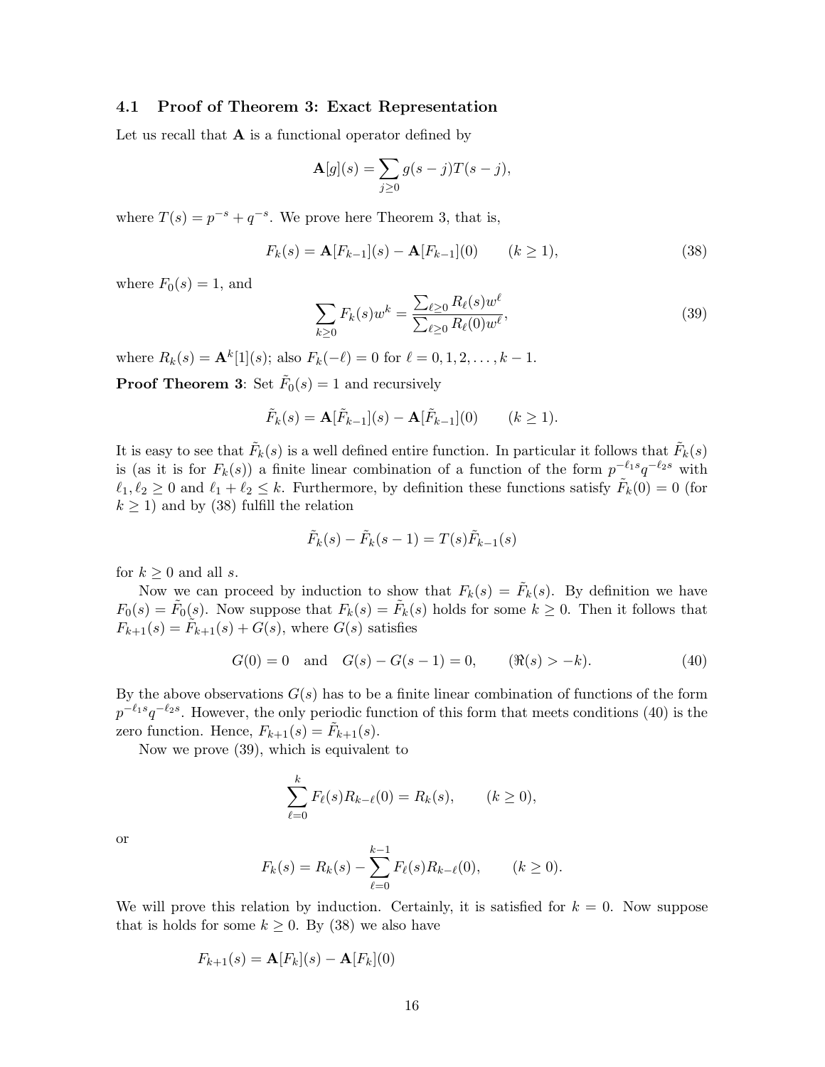### 4.1 Proof of Theorem 3: Exact Representation

Let us recall that $\mathbf{A}$ is a functional operator defined by

$$\mathbf{A}[g](s) = \sum_{j\geq 0} g(s-j)T(s-j),$$

where $T(s) = p^{-s} + q^{-s}$. We prove here Theorem 3, that is,

$$F_k(s) = \mathbf{A}[F_{k-1}](s) - \mathbf{A}[F_{k-1}](0) \qquad (k \geq 1), \tag{38}$$

where $F_0(s) = 1$, and

$$\sum_{k\geq 0} F_k(s) w^k = \frac{\sum_{\ell\geq 0} R_\ell(s) w^\ell}{\sum_{\ell\geq 0} R_\ell(0) w^\ell}, \tag{39}$$

where $R_k(s) = \mathbf{A}^k[1](s)$; also $F_k(-\ell) = 0$ for $\ell = 0, 1, 2, \ldots, k-1$.

**Proof Theorem 3**: Set $\tilde{F}_0(s) = 1$ and recursively

$$\tilde{F}_k(s) = \mathbf{A}[\tilde{F}_{k-1}](s) - \mathbf{A}[\tilde{F}_{k-1}](0) \qquad (k \geq 1).$$

It is easy to see that $\tilde{F}_k(s)$ is a well defined entire function. In particular it follows that $\tilde{F}_k(s)$ is (as it is for $F_k(s)$) a finite linear combination of a function of the form $p^{-\ell_1 s} q^{-\ell_2 s}$ with $\ell_1, \ell_2 \geq 0$ and $\ell_1 + \ell_2 \leq k$. Furthermore, by definition these functions satisfy $\tilde{F}_k(0) = 0$ (for $k \geq 1$) and by (38) fulfill the relation

$$\tilde{F}_k(s) - \tilde{F}_k(s-1) = T(s)\tilde{F}_{k-1}(s)$$

for $k \geq 0$ and all $s$.

Now we can proceed by induction to show that $F_k(s) = \tilde{F}_k(s)$. By definition we have $F_0(s) = \tilde{F}_0(s)$. Now suppose that $F_k(s) = \tilde{F}_k(s)$ holds for some $k \geq 0$. Then it follows that $F_{k+1}(s) = \tilde{F}_{k+1}(s) + G(s)$, where $G(s)$ satisfies

$$G(0) = 0 \quad \text{and} \quad G(s) - G(s-1) = 0, \qquad (\Re(s) > -k). \tag{40}$$

By the above observations $G(s)$ has to be a finite linear combination of functions of the form $p^{-\ell_1 s} q^{-\ell_2 s}$. However, the only periodic function of this form that meets conditions (40) is the zero function. Hence, $F_{k+1}(s) = \tilde{F}_{k+1}(s)$.

Now we prove (39), which is equivalent to

$$\sum_{\ell=0}^{k} F_\ell(s) R_{k-\ell}(0) = R_k(s), \qquad (k \geq 0),$$

or

$$F_k(s) = R_k(s) - \sum_{\ell=0}^{k-1} F_\ell(s) R_{k-\ell}(0), \qquad (k \geq 0).$$

We will prove this relation by induction. Certainly, it is satisfied for $k = 0$. Now suppose that is holds for some $k \geq 0$. By (38) we also have

$$F_{k+1}(s) = \mathbf{A}[F_k](s) - \mathbf{A}[F_k](0)$$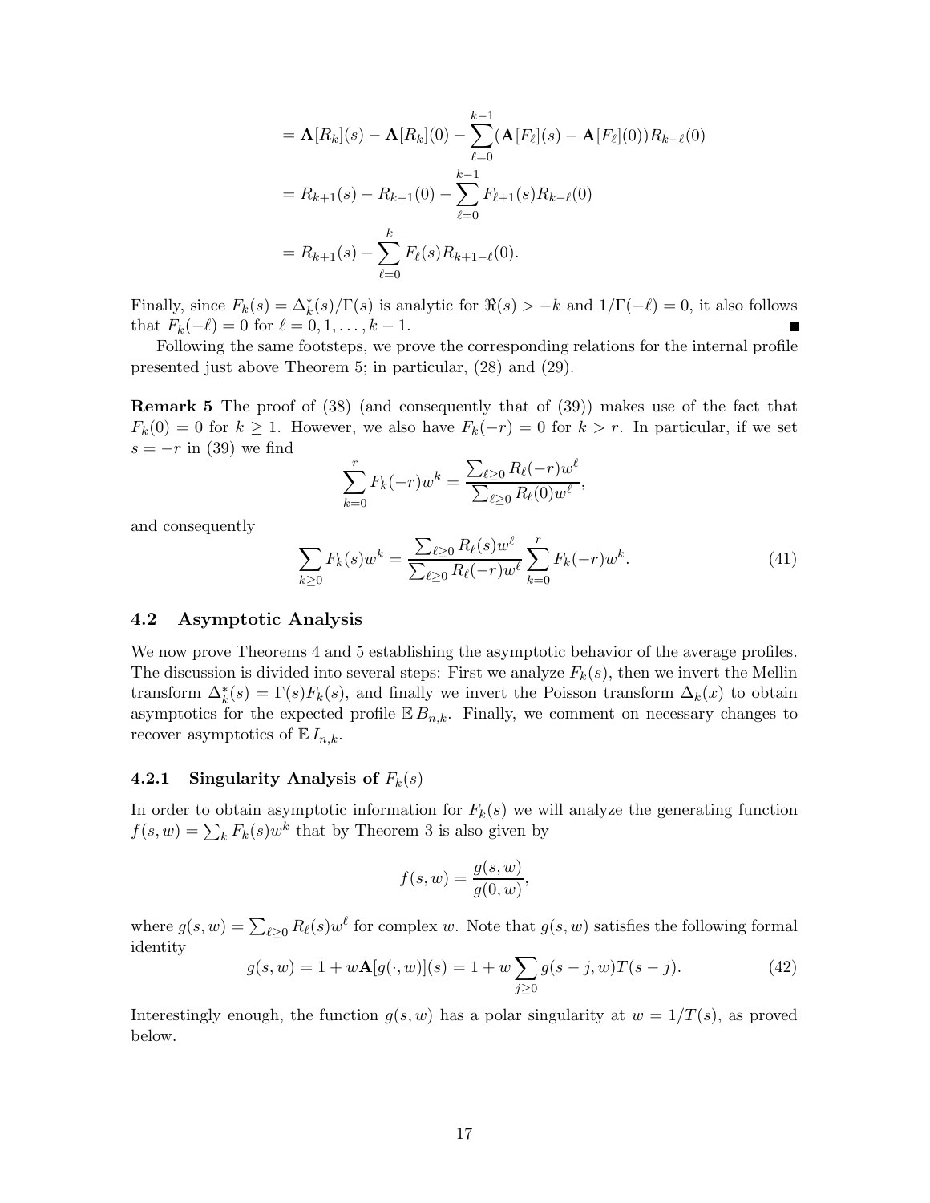$$
\begin{aligned}
&= \mathbf{A}[R_k](s) - \mathbf{A}[R_k](0) - \sum_{\ell=0}^{k-1} (\mathbf{A}[F_\ell](s) - \mathbf{A}[F_\ell](0)) R_{k-\ell}(0) \\
&= R_{k+1}(s) - R_{k+1}(0) - \sum_{\ell=0}^{k-1} F_{\ell+1}(s) R_{k-\ell}(0) \\
&= R_{k+1}(s) - \sum_{\ell=0}^{k} F_\ell(s) R_{k+1-\ell}(0).
\end{aligned}
$$

Finally, since $F_k(s) = \Delta_k^*(s)/\Gamma(s)$ is analytic for $\Re(s) > -k$ and $1/\Gamma(-\ell) = 0$, it also follows that $F_k(-\ell) = 0$ for $\ell = 0, 1, \ldots, k-1$. ∎

Following the same footsteps, we prove the corresponding relations for the internal profile presented just above Theorem 5; in particular, (28) and (29).

**Remark 5** The proof of (38) (and consequently that of (39)) makes use of the fact that $F_k(0) = 0$ for $k \geq 1$. However, we also have $F_k(-r) = 0$ for $k > r$. In particular, if we set $s = -r$ in (39) we find

$$
\sum_{k=0}^{r} F_k(-r) w^k = \frac{\sum_{\ell \geq 0} R_\ell(-r) w^\ell}{\sum_{\ell \geq 0} R_\ell(0) w^\ell},
$$

and consequently

$$
\sum_{k \geq 0} F_k(s) w^k = \frac{\sum_{\ell \geq 0} R_\ell(s) w^\ell}{\sum_{\ell \geq 0} R_\ell(-r) w^\ell} \sum_{k=0}^{r} F_k(-r) w^k. \tag{41}
$$

## 4.2 Asymptotic Analysis

We now prove Theorems 4 and 5 establishing the asymptotic behavior of the average profiles. The discussion is divided into several steps: First we analyze $F_k(s)$, then we invert the Mellin transform $\Delta_k^*(s) = \Gamma(s) F_k(s)$, and finally we invert the Poisson transform $\Delta_k(x)$ to obtain asymptotics for the expected profile $\mathbb{E}\, B_{n,k}$. Finally, we comment on necessary changes to recover asymptotics of $\mathbb{E}\, I_{n,k}$.

### 4.2.1 Singularity Analysis of $F_k(s)$

In order to obtain asymptotic information for $F_k(s)$ we will analyze the generating function $f(s,w) = \sum_k F_k(s) w^k$ that by Theorem 3 is also given by

$$
f(s,w) = \frac{g(s,w)}{g(0,w)},
$$

where $g(s,w) = \sum_{\ell \geq 0} R_\ell(s) w^\ell$ for complex $w$. Note that $g(s,w)$ satisfies the following formal identity

$$
g(s,w) = 1 + w \mathbf{A}[g(\cdot, w)](s) = 1 + w \sum_{j \geq 0} g(s-j, w) T(s-j). \tag{42}
$$

Interestingly enough, the function $g(s,w)$ has a polar singularity at $w = 1/T(s)$, as proved below.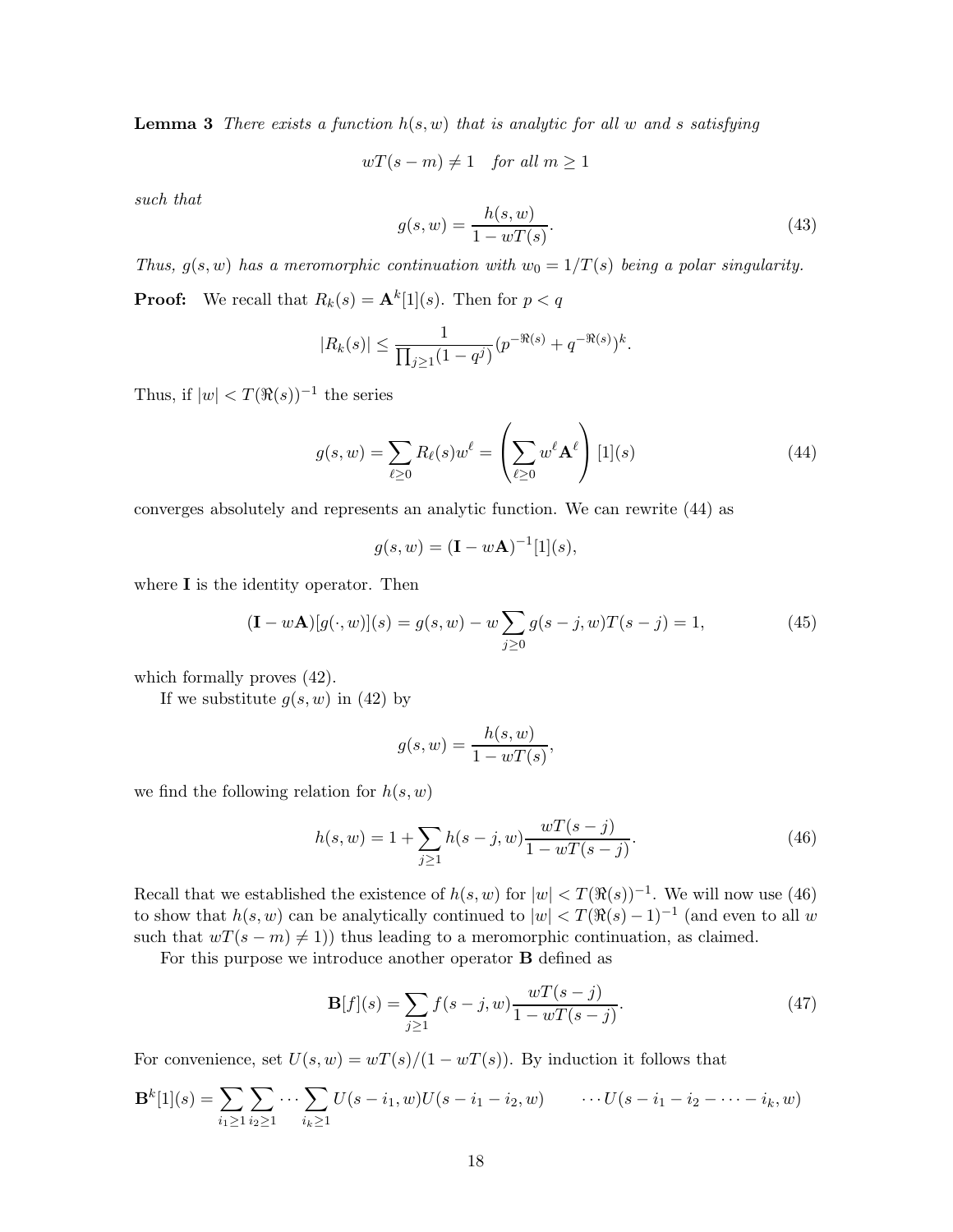**Lemma 3** *There exists a function $h(s,w)$ that is analytic for all $w$ and $s$ satisfying*

$$wT(s-m) \neq 1 \quad \textit{for all } m \geq 1$$

*such that*

$$g(s,w) = \frac{h(s,w)}{1 - wT(s)}. \tag{43}$$

*Thus, $g(s,w)$ has a meromorphic continuation with $w_0 = 1/T(s)$ being a polar singularity.*

**Proof:** We recall that $R_k(s) = \mathbf{A}^k[1](s)$. Then for $p < q$

$$|R_k(s)| \leq \frac{1}{\prod_{j\geq 1}(1-q^j)} (p^{-\Re(s)} + q^{-\Re(s)})^k.$$

Thus, if $|w| < T(\Re(s))^{-1}$ the series

$$g(s,w) = \sum_{\ell \geq 0} R_\ell(s) w^\ell = \left( \sum_{\ell \geq 0} w^\ell \mathbf{A}^\ell \right)[1](s) \tag{44}$$

converges absolutely and represents an analytic function. We can rewrite (44) as

$$g(s,w) = (\mathbf{I} - w\mathbf{A})^{-1}[1](s),$$

where $\mathbf{I}$ is the identity operator. Then

$$(\mathbf{I} - w\mathbf{A})[g(\cdot, w)](s) = g(s,w) - w \sum_{j \geq 0} g(s-j, w) T(s-j) = 1, \tag{45}$$

which formally proves (42).

If we substitute $g(s,w)$ in (42) by

$$g(s,w) = \frac{h(s,w)}{1 - wT(s)},$$

we find the following relation for $h(s,w)$

$$h(s,w) = 1 + \sum_{j\geq 1} h(s-j,w) \frac{wT(s-j)}{1 - wT(s-j)}. \tag{46}$$

Recall that we established the existence of $h(s,w)$ for $|w| < T(\Re(s))^{-1}$. We will now use (46) to show that $h(s,w)$ can be analytically continued to $|w| < T(\Re(s)-1)^{-1}$ (and even to all $w$ such that $wT(s-m) \neq 1$)) thus leading to a meromorphic continuation, as claimed.

For this purpose we introduce another operator $\mathbf{B}$ defined as

$$\mathbf{B}[f](s) = \sum_{j \geq 1} f(s-j, w) \frac{wT(s-j)}{1 - wT(s-j)}. \tag{47}$$

For convenience, set $U(s,w) = wT(s)/(1 - wT(s))$. By induction it follows that

$$\mathbf{B}^k[1](s) = \sum_{i_1 \geq 1} \sum_{i_2 \geq 1} \cdots \sum_{i_k \geq 1} U(s - i_1, w) U(s - i_1 - i_2, w) \qquad \cdots U(s - i_1 - i_2 - \cdots - i_k, w)$$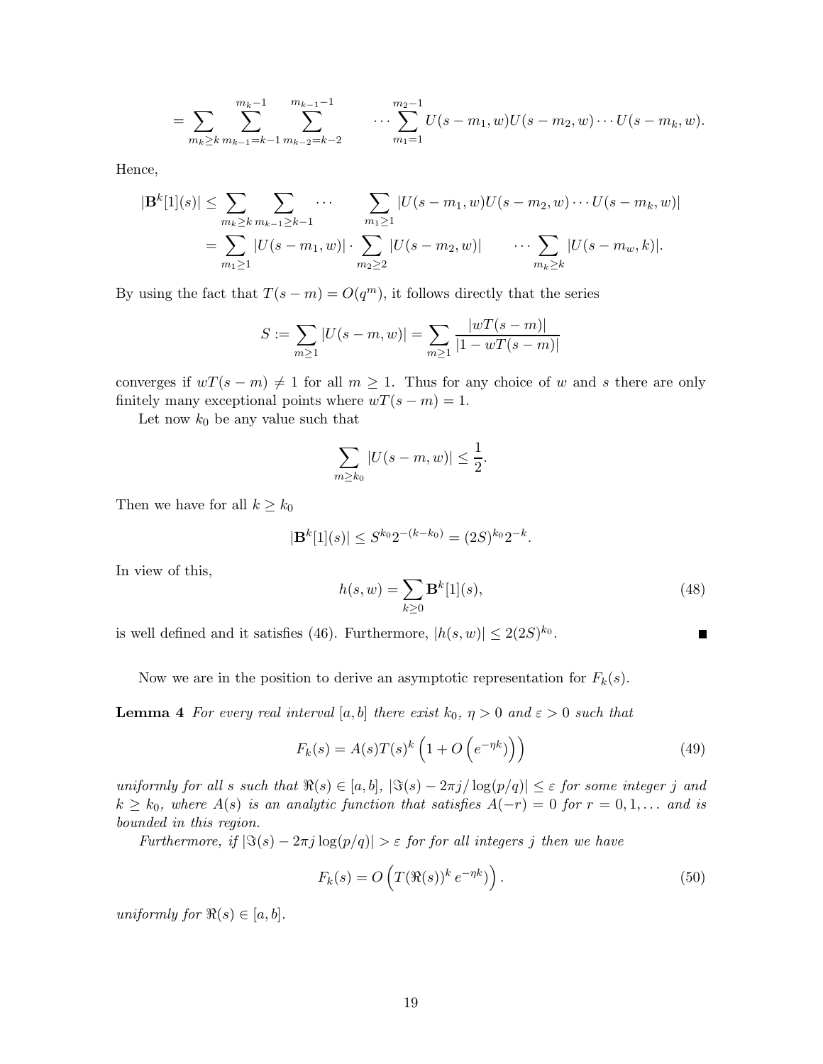$$= \sum_{m_k \ge k} \sum_{m_{k-1}=k-1}^{m_k-1} \sum_{m_{k-2}=k-2}^{m_{k-1}-1} \cdots \sum_{m_1=1}^{m_2-1} U(s-m_1,w)U(s-m_2,w)\cdots U(s-m_k,w).$$

Hence,

$$\begin{aligned}
|\mathbf{B}^k[1](s)| &\le \sum_{m_k \ge k} \sum_{m_{k-1}\ge k-1} \cdots \sum_{m_1 \ge 1} |U(s-m_1,w)U(s-m_2,w)\cdots U(s-m_k,w)| \\
&= \sum_{m_1 \ge 1} |U(s-m_1,w)| \cdot \sum_{m_2 \ge 2} |U(s-m_2,w)| \qquad \cdots \sum_{m_k \ge k} |U(s-m_w,k)|.
\end{aligned}$$

By using the fact that $T(s-m) = O(q^m)$, it follows directly that the series

$$S := \sum_{m \ge 1} |U(s-m,w)| = \sum_{m \ge 1} \frac{|wT(s-m)|}{|1-wT(s-m)|}$$

converges if $wT(s-m) \ne 1$ for all $m \ge 1$. Thus for any choice of $w$ and $s$ there are only finitely many exceptional points where $wT(s-m) = 1$.

Let now $k_0$ be any value such that

$$\sum_{m \ge k_0} |U(s-m,w)| \le \frac{1}{2}.$$

Then we have for all $k \ge k_0$

$$|\mathbf{B}^k[1](s)| \le S^{k_0} 2^{-(k-k_0)} = (2S)^{k_0} 2^{-k}.$$

In view of this,

$$h(s,w) = \sum_{k \ge 0} \mathbf{B}^k[1](s), \tag{48}$$

is well defined and it satisfies (46). Furthermore, $|h(s,w)| \le 2(2S)^{k_0}$. ∎

Now we are in the position to derive an asymptotic representation for $F_k(s)$.

**Lemma 4** *For every real interval $[a,b]$ there exist $k_0$, $\eta > 0$ and $\varepsilon > 0$ such that*

$$F_k(s) = A(s)T(s)^k \left(1 + O\left(e^{-\eta k}\right)\right) \tag{49}$$

*uniformly for all $s$ such that $\Re(s) \in [a,b]$, $|\Im(s) - 2\pi j/\log(p/q)| \le \varepsilon$ for some integer $j$ and $k \ge k_0$, where $A(s)$ is an analytic function that satisfies $A(-r) = 0$ for $r = 0,1,\dots$ and is bounded in this region.*

*Furthermore, if $|\Im(s) - 2\pi j \log(p/q)| > \varepsilon$ for for all integers $j$ then we have*

$$F_k(s) = O\left(T(\Re(s))^k \, e^{-\eta k}\right). \tag{50}$$

*uniformly for $\Re(s) \in [a,b]$.*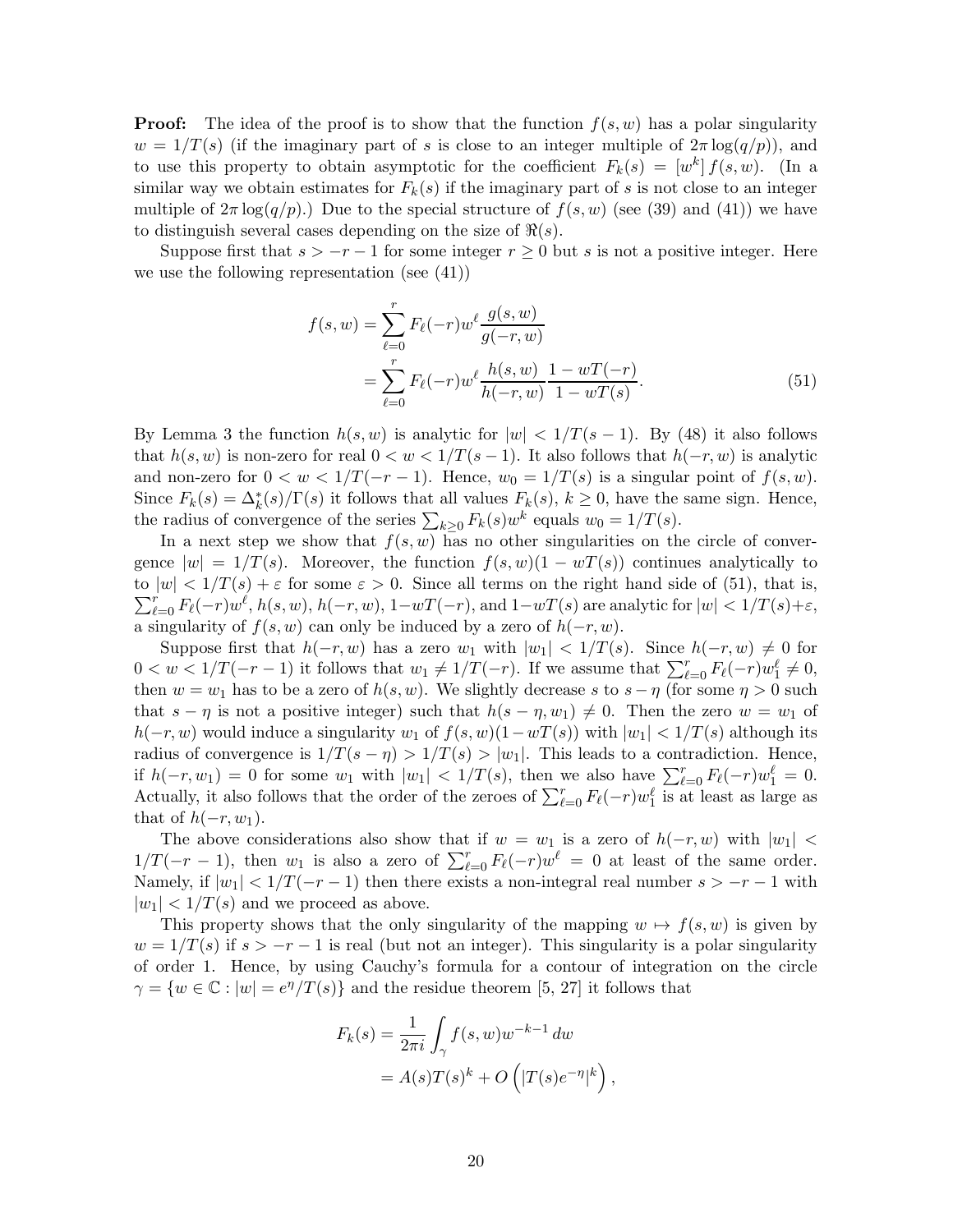**Proof:** The idea of the proof is to show that the function $f(s,w)$ has a polar singularity $w = 1/T(s)$ (if the imaginary part of $s$ is close to an integer multiple of $2\pi \log(q/p)$), and to use this property to obtain asymptotic for the coefficient $F_k(s) = [w^k]\, f(s,w)$. (In a similar way we obtain estimates for $F_k(s)$ if the imaginary part of $s$ is not close to an integer multiple of $2\pi \log(q/p)$.) Due to the special structure of $f(s,w)$ (see (39) and (41)) we have to distinguish several cases depending on the size of $\Re(s)$.

Suppose first that $s > -r-1$ for some integer $r \ge 0$ but $s$ is not a positive integer. Here we use the following representation (see (41))

$$
\begin{aligned}
f(s,w) &= \sum_{\ell=0}^{r} F_\ell(-r) w^\ell \frac{g(s,w)}{g(-r,w)} \\
&= \sum_{\ell=0}^{r} F_\ell(-r) w^\ell \frac{h(s,w)}{h(-r,w)} \frac{1-wT(-r)}{1-wT(s)}. \qquad (51)
\end{aligned}
$$

By Lemma 3 the function $h(s,w)$ is analytic for $|w| < 1/T(s-1)$. By (48) it also follows that $h(s,w)$ is non-zero for real $0 < w < 1/T(s-1)$. It also follows that $h(-r,w)$ is analytic and non-zero for $0 < w < 1/T(-r-1)$. Hence, $w_0 = 1/T(s)$ is a singular point of $f(s,w)$. Since $F_k(s) = \Delta_k^*(s)/\Gamma(s)$ it follows that all values $F_k(s)$, $k \ge 0$, have the same sign. Hence, the radius of convergence of the series $\sum_{k\ge 0} F_k(s) w^k$ equals $w_0 = 1/T(s)$.

In a next step we show that $f(s,w)$ has no other singularities on the circle of convergence $|w| = 1/T(s)$. Moreover, the function $f(s,w)(1-wT(s))$ continues analytically to to $|w| < 1/T(s)+\varepsilon$ for some $\varepsilon > 0$. Since all terms on the right hand side of (51), that is, $\sum_{\ell=0}^{r} F_\ell(-r) w^\ell$, $h(s,w)$, $h(-r,w)$, $1-wT(-r)$, and $1-wT(s)$ are analytic for $|w| < 1/T(s)+\varepsilon$, a singularity of $f(s,w)$ can only be induced by a zero of $h(-r,w)$.

Suppose first that $h(-r,w)$ has a zero $w_1$ with $|w_1| < 1/T(s)$. Since $h(-r,w) \ne 0$ for $0 < w < 1/T(-r-1)$ it follows that $w_1 \ne 1/T(-r)$. If we assume that $\sum_{\ell=0}^{r} F_\ell(-r) w_1^\ell \ne 0$, then $w = w_1$ has to be a zero of $h(s,w)$. We slightly decrease $s$ to $s-\eta$ (for some $\eta > 0$ such that $s-\eta$ is not a positive integer) such that $h(s-\eta, w_1) \ne 0$. Then the zero $w = w_1$ of $h(-r,w)$ would induce a singularity $w_1$ of $f(s,w)(1-wT(s))$ with $|w_1| < 1/T(s)$ although its radius of convergence is $1/T(s-\eta) > 1/T(s) > |w_1|$. This leads to a contradiction. Hence, if $h(-r,w_1) = 0$ for some $w_1$ with $|w_1| < 1/T(s)$, then we also have $\sum_{\ell=0}^{r} F_\ell(-r) w_1^\ell = 0$. Actually, it also follows that the order of the zeroes of $\sum_{\ell=0}^{r} F_\ell(-r) w_1^\ell$ is at least as large as that of $h(-r,w_1)$.

The above considerations also show that if $w = w_1$ is a zero of $h(-r,w)$ with $|w_1| < 1/T(-r-1)$, then $w_1$ is also a zero of $\sum_{\ell=0}^{r} F_\ell(-r) w^\ell = 0$ at least of the same order. Namely, if $|w_1| < 1/T(-r-1)$ then there exists a non-integral real number $s > -r-1$ with $|w_1| < 1/T(s)$ and we proceed as above.

This property shows that the only singularity of the mapping $w \mapsto f(s,w)$ is given by $w = 1/T(s)$ if $s > -r-1$ is real (but not an integer). This singularity is a polar singularity of order 1. Hence, by using Cauchy's formula for a contour of integration on the circle $\gamma = \{w \in \mathbb{C} : |w| = e^\eta/T(s)\}$ and the residue theorem [5, 27] it follows that

$$
\begin{aligned}
F_k(s) &= \frac{1}{2\pi i} \int_\gamma f(s,w) w^{-k-1}\, dw \\
&= A(s) T(s)^k + O\left( |T(s) e^{-\eta}|^k \right),
\end{aligned}
$$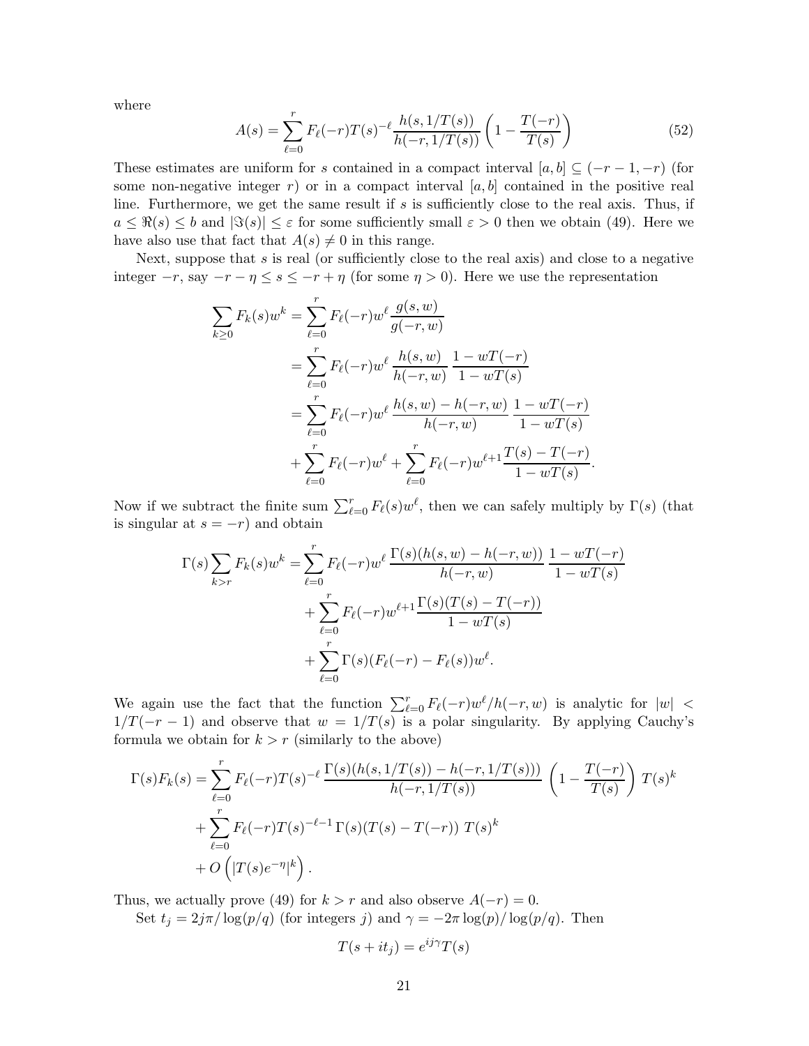where

$$A(s) = \sum_{\ell=0}^{r} F_\ell(-r) T(s)^{-\ell} \frac{h(s,1/T(s))}{h(-r,1/T(s))} \left(1 - \frac{T(-r)}{T(s)}\right) \tag{52}$$

These estimates are uniform for $s$ contained in a compact interval $[a,b] \subseteq (-r-1,-r)$ (for some non-negative integer $r$) or in a compact interval $[a,b]$ contained in the positive real line. Furthermore, we get the same result if $s$ is sufficiently close to the real axis. Thus, if $a \le \Re(s) \le b$ and $|\Im(s)| \le \varepsilon$ for some sufficiently small $\varepsilon > 0$ then we obtain (49). Here we have also use that fact that $A(s) \ne 0$ in this range.

Next, suppose that $s$ is real (or sufficiently close to the real axis) and close to a negative integer $-r$, say $-r-\eta \le s \le -r+\eta$ (for some $\eta > 0$). Here we use the representation

$$\begin{aligned}
\sum_{k\ge 0} F_k(s) w^k &= \sum_{\ell=0}^{r} F_\ell(-r) w^\ell \frac{g(s,w)}{g(-r,w)} \\
&= \sum_{\ell=0}^{r} F_\ell(-r) w^\ell \frac{h(s,w)}{h(-r,w)} \frac{1-wT(-r)}{1-wT(s)} \\
&= \sum_{\ell=0}^{r} F_\ell(-r) w^\ell \frac{h(s,w)-h(-r,w)}{h(-r,w)} \frac{1-wT(-r)}{1-wT(s)} \\
&\quad + \sum_{\ell=0}^{r} F_\ell(-r) w^\ell + \sum_{\ell=0}^{r} F_\ell(-r) w^{\ell+1} \frac{T(s)-T(-r)}{1-wT(s)}.
\end{aligned}$$

Now if we subtract the finite sum $\sum_{\ell=0}^{r} F_\ell(s) w^\ell$, then we can safely multiply by $\Gamma(s)$ (that is singular at $s=-r$) and obtain

$$\begin{aligned}
\Gamma(s) \sum_{k>r} F_k(s) w^k = &\sum_{\ell=0}^{r} F_\ell(-r) w^\ell \frac{\Gamma(s)(h(s,w)-h(-r,w))}{h(-r,w)} \frac{1-wT(-r)}{1-wT(s)} \\
&+ \sum_{\ell=0}^{r} F_\ell(-r) w^{\ell+1} \frac{\Gamma(s)(T(s)-T(-r))}{1-wT(s)} \\
&+ \sum_{\ell=0}^{r} \Gamma(s)(F_\ell(-r) - F_\ell(s)) w^\ell.
\end{aligned}$$

We again use the fact that the function $\sum_{\ell=0}^{r} F_\ell(-r) w^\ell / h(-r,w)$ is analytic for $|w| < 1/T(-r-1)$ and observe that $w = 1/T(s)$ is a polar singularity. By applying Cauchy's formula we obtain for $k > r$ (similarly to the above)

$$\begin{aligned}
\Gamma(s) F_k(s) = &\sum_{\ell=0}^{r} F_\ell(-r) T(s)^{-\ell} \frac{\Gamma(s)(h(s,1/T(s)) - h(-r,1/T(s)))}{h(-r,1/T(s))} \left(1 - \frac{T(-r)}{T(s)}\right) T(s)^k \\
&+ \sum_{\ell=0}^{r} F_\ell(-r) T(s)^{-\ell-1} \Gamma(s)(T(s)-T(-r)) \, T(s)^k \\
&+ O\left(|T(s) e^{-\eta}|^k\right).
\end{aligned}$$

Thus, we actually prove (49) for $k > r$ and also observe $A(-r) = 0$.

Set $t_j = 2j\pi/\log(p/q)$ (for integers $j$) and $\gamma = -2\pi \log(p)/\log(p/q)$. Then

$$T(s + it_j) = e^{ij\gamma} T(s)$$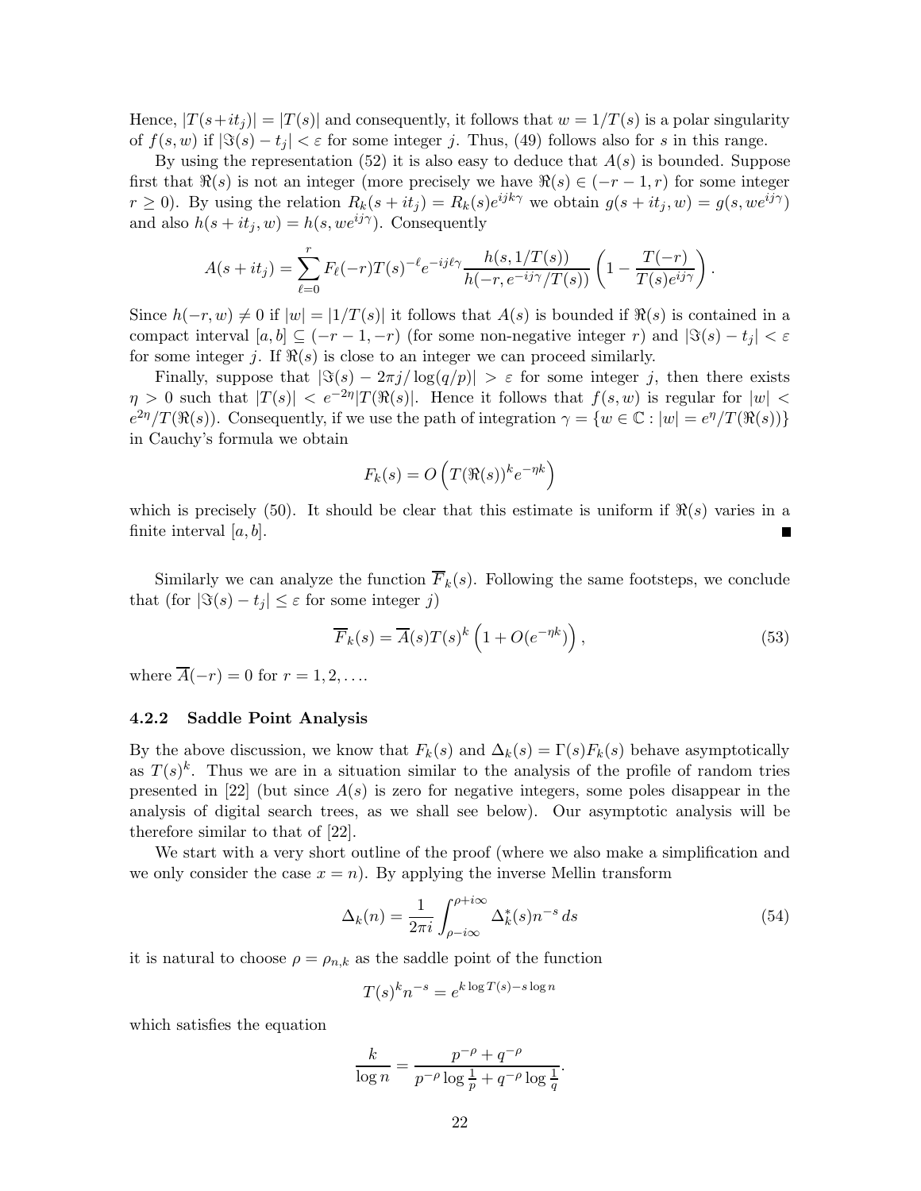Hence, $|T(s+it_j)| = |T(s)|$ and consequently, it follows that $w = 1/T(s)$ is a polar singularity of $f(s,w)$ if $|\Im(s) - t_j| < \varepsilon$ for some integer $j$. Thus, (49) follows also for $s$ in this range.

By using the representation (52) it is also easy to deduce that $A(s)$ is bounded. Suppose first that $\Re(s)$ is not an integer (more precisely we have $\Re(s) \in (-r-1, r)$ for some integer $r \geq 0$). By using the relation $R_k(s+it_j) = R_k(s)e^{ijk\gamma}$ we obtain $g(s+it_j, w) = g(s, we^{ij\gamma})$ and also $h(s+it_j, w) = h(s, we^{ij\gamma})$. Consequently

$$A(s+it_j) = \sum_{\ell=0}^{r} F_\ell(-r) T(s)^{-\ell} e^{-ij\ell\gamma} \frac{h(s, 1/T(s))}{h(-r, e^{-ij\gamma}/T(s))} \left(1 - \frac{T(-r)}{T(s)e^{ij\gamma}}\right).$$

Since $h(-r,w) \neq 0$ if $|w| = |1/T(s)|$ it follows that $A(s)$ is bounded if $\Re(s)$ is contained in a compact interval $[a,b] \subseteq (-r-1,-r)$ (for some non-negative integer $r$) and $|\Im(s) - t_j| < \varepsilon$ for some integer $j$. If $\Re(s)$ is close to an integer we can proceed similarly.

Finally, suppose that $|\Im(s) - 2\pi j/\log(q/p)| > \varepsilon$ for some integer $j$, then there exists $\eta > 0$ such that $|T(s)| < e^{-2\eta}|T(\Re(s)|$. Hence it follows that $f(s,w)$ is regular for $|w| < e^{2\eta}/T(\Re(s))$. Consequently, if we use the path of integration $\gamma = \{w \in \mathbb{C} : |w| = e^{\eta}/T(\Re(s))\}$ in Cauchy's formula we obtain

$$F_k(s) = O\left(T(\Re(s))^k e^{-\eta k}\right)$$

which is precisely (50). It should be clear that this estimate is uniform if $\Re(s)$ varies in a finite interval $[a,b]$. ∎

Similarly we can analyze the function $\overline{F}_k(s)$. Following the same footsteps, we conclude that (for $|\Im(s) - t_j| \leq \varepsilon$ for some integer $j$)

$$\overline{F}_k(s) = \overline{A}(s)T(s)^k\left(1 + O(e^{-\eta k})\right), \tag{53}$$

where $\overline{A}(-r) = 0$ for $r = 1, 2, \ldots$.

#### 4.2.2 Saddle Point Analysis

By the above discussion, we know that $F_k(s)$ and $\Delta_k(s) = \Gamma(s)F_k(s)$ behave asymptotically as $T(s)^k$. Thus we are in a situation similar to the analysis of the profile of random tries presented in [22] (but since $A(s)$ is zero for negative integers, some poles disappear in the analysis of digital search trees, as we shall see below). Our asymptotic analysis will be therefore similar to that of [22].

We start with a very short outline of the proof (where we also make a simplification and we only consider the case $x = n$). By applying the inverse Mellin transform

$$\Delta_k(n) = \frac{1}{2\pi i}\int_{\rho - i\infty}^{\rho + i\infty} \Delta_k^*(s) n^{-s}\, ds \tag{54}$$

it is natural to choose $\rho = \rho_{n,k}$ as the saddle point of the function

$$T(s)^k n^{-s} = e^{k\log T(s) - s\log n}$$

which satisfies the equation

$$\frac{k}{\log n} = \frac{p^{-\rho} + q^{-\rho}}{p^{-\rho}\log\frac{1}{p} + q^{-\rho}\log\frac{1}{q}}.$$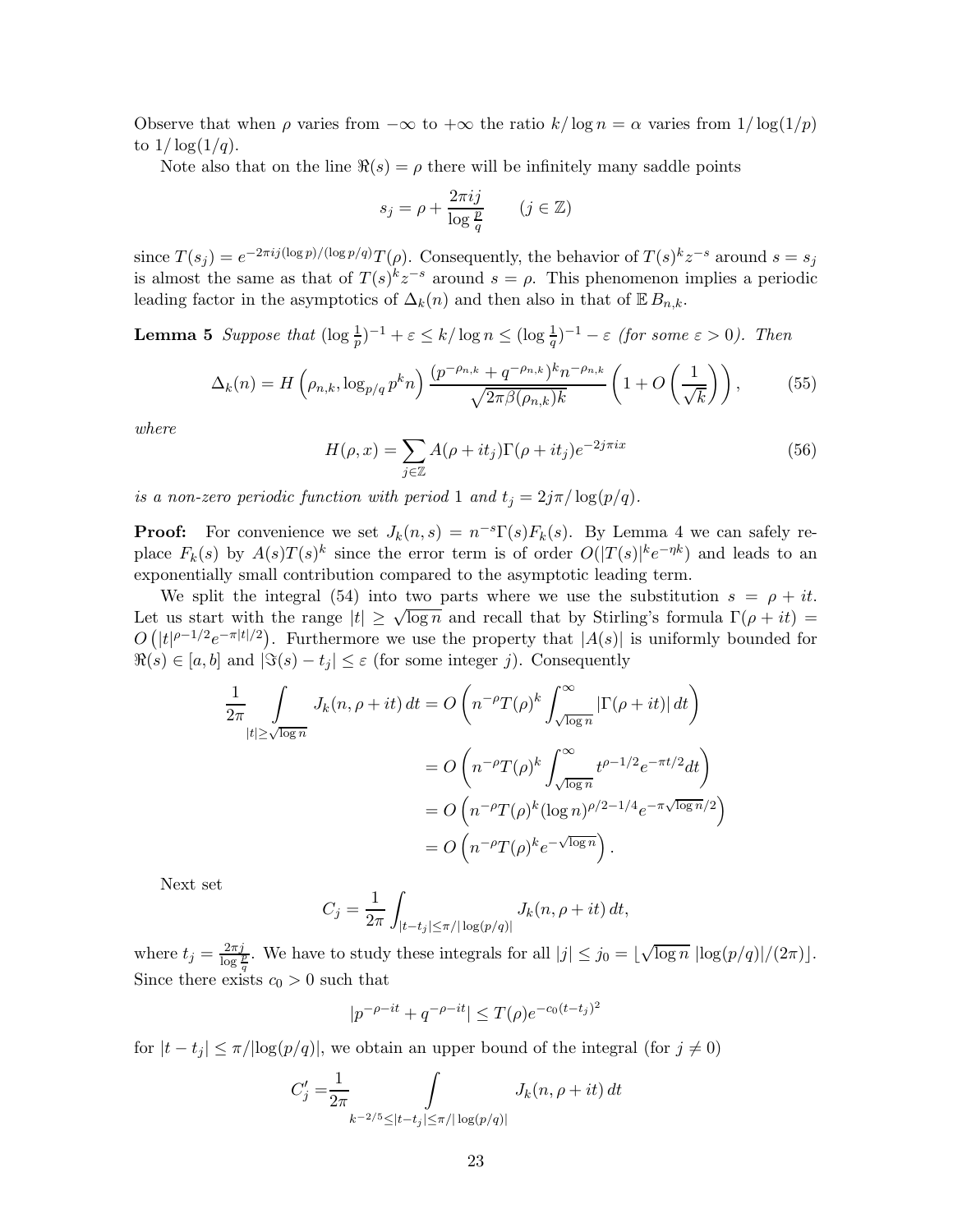Observe that when $\rho$ varies from $-\infty$ to $+\infty$ the ratio $k/\log n = \alpha$ varies from $1/\log(1/p)$ to $1/\log(1/q)$.

Note also that on the line $\Re(s) = \rho$ there will be infinitely many saddle points

$$s_j = \rho + \frac{2\pi i j}{\log \frac{p}{q}} \qquad (j \in \mathbb{Z})$$

since $T(s_j) = e^{-2\pi i j (\log p)/(\log p/q)} T(\rho)$. Consequently, the behavior of $T(s)^k z^{-s}$ around $s = s_j$ is almost the same as that of $T(s)^k z^{-s}$ around $s = \rho$. This phenomenon implies a periodic leading factor in the asymptotics of $\Delta_k(n)$ and then also in that of $\mathbb{E}\, B_{n,k}$.

**Lemma 5** *Suppose that* $(\log \frac{1}{p})^{-1} + \varepsilon \le k/\log n \le (\log \frac{1}{q})^{-1} - \varepsilon$ *(for some* $\varepsilon > 0$*). Then*

$$\Delta_k(n) = H\left(\rho_{n,k}, \log_{p/q} p^k n\right) \frac{(p^{-\rho_{n,k}} + q^{-\rho_{n,k}})^k n^{-\rho_{n,k}}}{\sqrt{2\pi \beta(\rho_{n,k}) k}} \left(1 + O\left(\frac{1}{\sqrt{k}}\right)\right), \tag{55}$$

*where*

$$H(\rho, x) = \sum_{j \in \mathbb{Z}} A(\rho + it_j)\Gamma(\rho + it_j) e^{-2j\pi i x} \tag{56}$$

*is a non-zero periodic function with period* 1 *and* $t_j = 2j\pi/\log(p/q)$.

**Proof:** For convenience we set $J_k(n,s) = n^{-s}\Gamma(s)F_k(s)$. By Lemma 4 we can safely replace $F_k(s)$ by $A(s)T(s)^k$ since the error term is of order $O(|T(s)|^k e^{-\eta k})$ and leads to an exponentially small contribution compared to the asymptotic leading term.

We split the integral (54) into two parts where we use the substitution $s = \rho + it$. Let us start with the range $|t| \ge \sqrt{\log n}$ and recall that by Stirling's formula $\Gamma(\rho + it) = O\left(|t|^{\rho - 1/2} e^{-\pi|t|/2}\right)$. Furthermore we use the property that $|A(s)|$ is uniformly bounded for $\Re(s) \in [a,b]$ and $|\Im(s) - t_j| \le \varepsilon$ (for some integer $j$). Consequently

$$\begin{aligned}
\frac{1}{2\pi} \int\limits_{|t| \ge \sqrt{\log n}} J_k(n, \rho + it)\, dt &= O\left(n^{-\rho} T(\rho)^k \int_{\sqrt{\log n}}^{\infty} |\Gamma(\rho + it)|\, dt\right) \\
&= O\left(n^{-\rho} T(\rho)^k \int_{\sqrt{\log n}}^{\infty} t^{\rho - 1/2} e^{-\pi t/2} dt\right) \\
&= O\left(n^{-\rho} T(\rho)^k (\log n)^{\rho/2 - 1/4} e^{-\pi \sqrt{\log n}/2}\right) \\
&= O\left(n^{-\rho} T(\rho)^k e^{-\sqrt{\log n}}\right).
\end{aligned}$$

Next set

$$C_j = \frac{1}{2\pi} \int_{|t - t_j| \le \pi/|\log(p/q)|} J_k(n, \rho + it)\, dt,$$

where $t_j = \frac{2\pi j}{\log \frac{p}{q}}$. We have to study these integrals for all $|j| \le j_0 = \lfloor \sqrt{\log n}\, |\log(p/q)|/(2\pi) \rfloor$. Since there exists $c_0 > 0$ such that

$$|p^{-\rho - it} + q^{-\rho - it}| \le T(\rho) e^{-c_0 (t - t_j)^2}$$

for $|t - t_j| \le \pi/|\log(p/q)|$, we obtain an upper bound of the integral (for $j \neq 0$)

$$C_j' = \frac{1}{2\pi} \int\limits_{k^{-2/5} \le |t - t_j| \le \pi/|\log(p/q)|} J_k(n, \rho + it)\, dt$$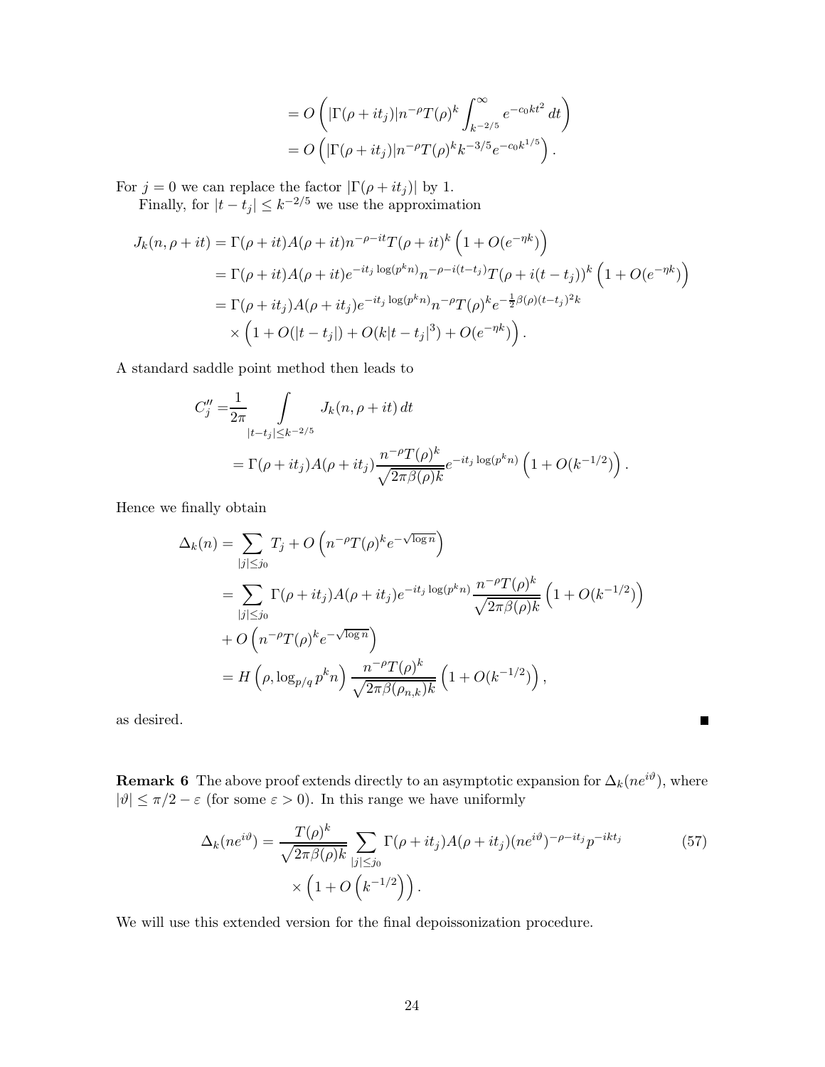$$
\begin{aligned}
&= O\left(|\Gamma(\rho+it_j)| n^{-\rho} T(\rho)^k \int_{k^{-2/5}}^{\infty} e^{-c_0 k t^2}\, dt\right) \\
&= O\left(|\Gamma(\rho+it_j)| n^{-\rho} T(\rho)^k k^{-3/5} e^{-c_0 k^{1/5}}\right).
\end{aligned}
$$

For $j=0$ we can replace the factor $|\Gamma(\rho+it_j)|$ by 1.

Finally, for $|t-t_j| \le k^{-2/5}$ we use the approximation

$$
\begin{aligned}
J_k(n,\rho+it) &= \Gamma(\rho+it)A(\rho+it)n^{-\rho-it}T(\rho+it)^k\left(1+O(e^{-\eta k})\right) \\
&= \Gamma(\rho+it)A(\rho+it)e^{-it_j\log(p^k n)}n^{-\rho-i(t-t_j)}T(\rho+i(t-t_j))^k\left(1+O(e^{-\eta k})\right) \\
&= \Gamma(\rho+it_j)A(\rho+it_j)e^{-it_j\log(p^k n)}n^{-\rho}T(\rho)^k e^{-\frac{1}{2}\beta(\rho)(t-t_j)^2 k} \\
&\quad \times \left(1+O(|t-t_j|)+O(k|t-t_j|^3)+O(e^{-\eta k})\right).
\end{aligned}
$$

A standard saddle point method then leads to

$$
\begin{aligned}
C_j'' &= \frac{1}{2\pi}\int_{|t-t_j|\le k^{-2/5}} J_k(n,\rho+it)\, dt \\
&= \Gamma(\rho+it_j)A(\rho+it_j)\frac{n^{-\rho}T(\rho)^k}{\sqrt{2\pi\beta(\rho)k}}e^{-it_j\log(p^k n)}\left(1+O(k^{-1/2})\right).
\end{aligned}
$$

Hence we finally obtain

$$
\begin{aligned}
\Delta_k(n) &= \sum_{|j|\le j_0} T_j + O\left(n^{-\rho}T(\rho)^k e^{-\sqrt{\log n}}\right) \\
&= \sum_{|j|\le j_0}\Gamma(\rho+it_j)A(\rho+it_j)e^{-it_j\log(p^k n)}\frac{n^{-\rho}T(\rho)^k}{\sqrt{2\pi\beta(\rho)k}}\left(1+O(k^{-1/2})\right) \\
&\quad + O\left(n^{-\rho}T(\rho)^k e^{-\sqrt{\log n}}\right) \\
&= H\left(\rho, \log_{p/q} p^k n\right)\frac{n^{-\rho}T(\rho)^k}{\sqrt{2\pi\beta(\rho_{n,k})k}}\left(1+O(k^{-1/2})\right),
\end{aligned}
$$

as desired. ∎

**Remark 6** The above proof extends directly to an asymptotic expansion for $\Delta_k(ne^{i\vartheta})$, where $|\vartheta| \le \pi/2 - \varepsilon$ (for some $\varepsilon > 0$). In this range we have uniformly

$$
\begin{aligned}
\Delta_k(ne^{i\vartheta}) &= \frac{T(\rho)^k}{\sqrt{2\pi\beta(\rho)k}}\sum_{|j|\le j_0}\Gamma(\rho+it_j)A(\rho+it_j)(ne^{i\vartheta})^{-\rho-it_j}p^{-ikt_j} \qquad (57)\\
&\quad \times \left(1+O\left(k^{-1/2}\right)\right).
\end{aligned}
$$

We will use this extended version for the final depoissonization procedure.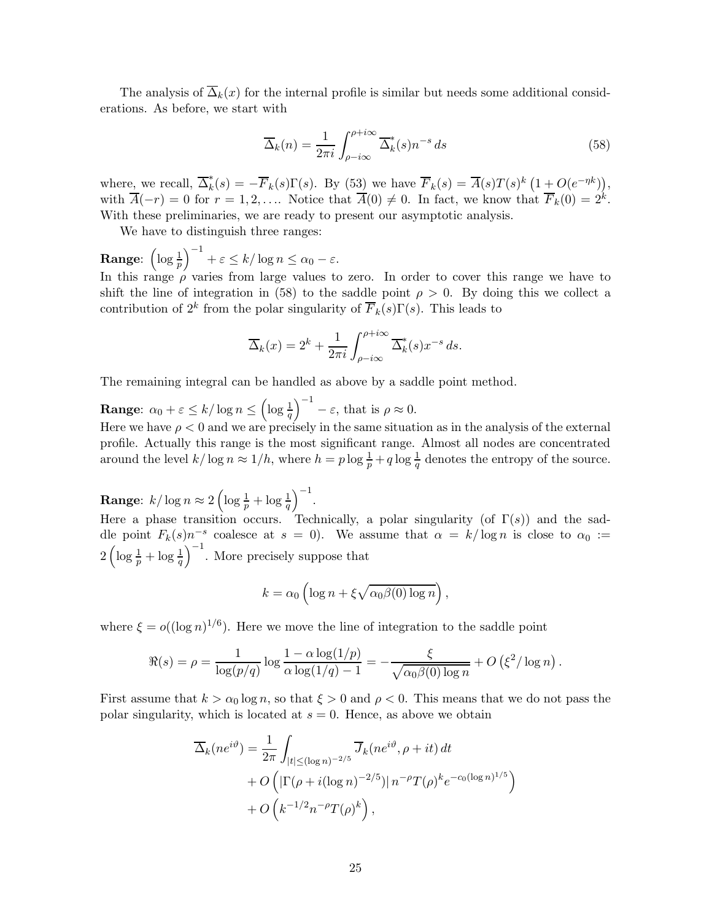The analysis of $\overline{\Delta}_k(x)$ for the internal profile is similar but needs some additional considerations. As before, we start with

$$\overline{\Delta}_k(n) = \frac{1}{2\pi i}\int_{\rho-i\infty}^{\rho+i\infty} \overline{\Delta}_k^*(s) n^{-s}\, ds \tag{58}$$

where, we recall, $\overline{\Delta}_k^*(s) = -\overline{F}_k(s)\Gamma(s)$. By (53) we have $\overline{F}_k(s) = \overline{A}(s)T(s)^k\left(1 + O(e^{-\eta k})\right)$, with $\overline{A}(-r) = 0$ for $r = 1, 2, \ldots$. Notice that $\overline{A}(0) \neq 0$. In fact, we know that $\overline{F}_k(0) = 2^k$. With these preliminaries, we are ready to present our asymptotic analysis.

We have to distinguish three ranges:

**Range**: $\left(\log\frac{1}{p}\right)^{-1} + \varepsilon \le k/\log n \le \alpha_0 - \varepsilon$.
In this range $\rho$ varies from large values to zero. In order to cover this range we have to shift the line of integration in (58) to the saddle point $\rho > 0$. By doing this we collect a contribution of $2^k$ from the polar singularity of $\overline{F}_k(s)\Gamma(s)$. This leads to

$$\overline{\Delta}_k(x) = 2^k + \frac{1}{2\pi i}\int_{\rho-i\infty}^{\rho+i\infty} \overline{\Delta}_k^*(s) x^{-s}\, ds.$$

The remaining integral can be handled as above by a saddle point method.

**Range**: $\alpha_0 + \varepsilon \le k/\log n \le \left(\log\frac{1}{q}\right)^{-1} - \varepsilon$, that is $\rho \approx 0$.
Here we have $\rho < 0$ and we are precisely in the same situation as in the analysis of the external profile. Actually this range is the most significant range. Almost all nodes are concentrated around the level $k/\log n \approx 1/h$, where $h = p\log\frac{1}{p} + q\log\frac{1}{q}$ denotes the entropy of the source.

**Range**: $k/\log n \approx 2\left(\log\frac{1}{p} + \log\frac{1}{q}\right)^{-1}$.
Here a phase transition occurs. Technically, a polar singularity (of $\Gamma(s)$) and the saddle point $F_k(s)n^{-s}$ coalesce at $s = 0$). We assume that $\alpha = k/\log n$ is close to $\alpha_0 := 2\left(\log\frac{1}{p} + \log\frac{1}{q}\right)^{-1}$. More precisely suppose that

$$k = \alpha_0\left(\log n + \xi\sqrt{\alpha_0\beta(0)\log n}\right),$$

where $\xi = o((\log n)^{1/6})$. Here we move the line of integration to the saddle point

$$\Re(s) = \rho = \frac{1}{\log(p/q)}\log\frac{1 - \alpha\log(1/p)}{\alpha\log(1/q) - 1} = -\frac{\xi}{\sqrt{\alpha_0\beta(0)\log n}} + O\left(\xi^2/\log n\right).$$

First assume that $k > \alpha_0 \log n$, so that $\xi > 0$ and $\rho < 0$. This means that we do not pass the polar singularity, which is located at $s = 0$. Hence, as above we obtain

$$\begin{aligned}
\overline{\Delta}_k(ne^{i\vartheta}) &= \frac{1}{2\pi}\int_{|t|\le(\log n)^{-2/5}} \overline{J}_k(ne^{i\vartheta}, \rho + it)\, dt \\
&\quad + O\left(|\Gamma(\rho + i(\log n)^{-2/5})|\, n^{-\rho} T(\rho)^k e^{-c_0(\log n)^{1/5}}\right) \\
&\quad + O\left(k^{-1/2} n^{-\rho} T(\rho)^k\right),
\end{aligned}$$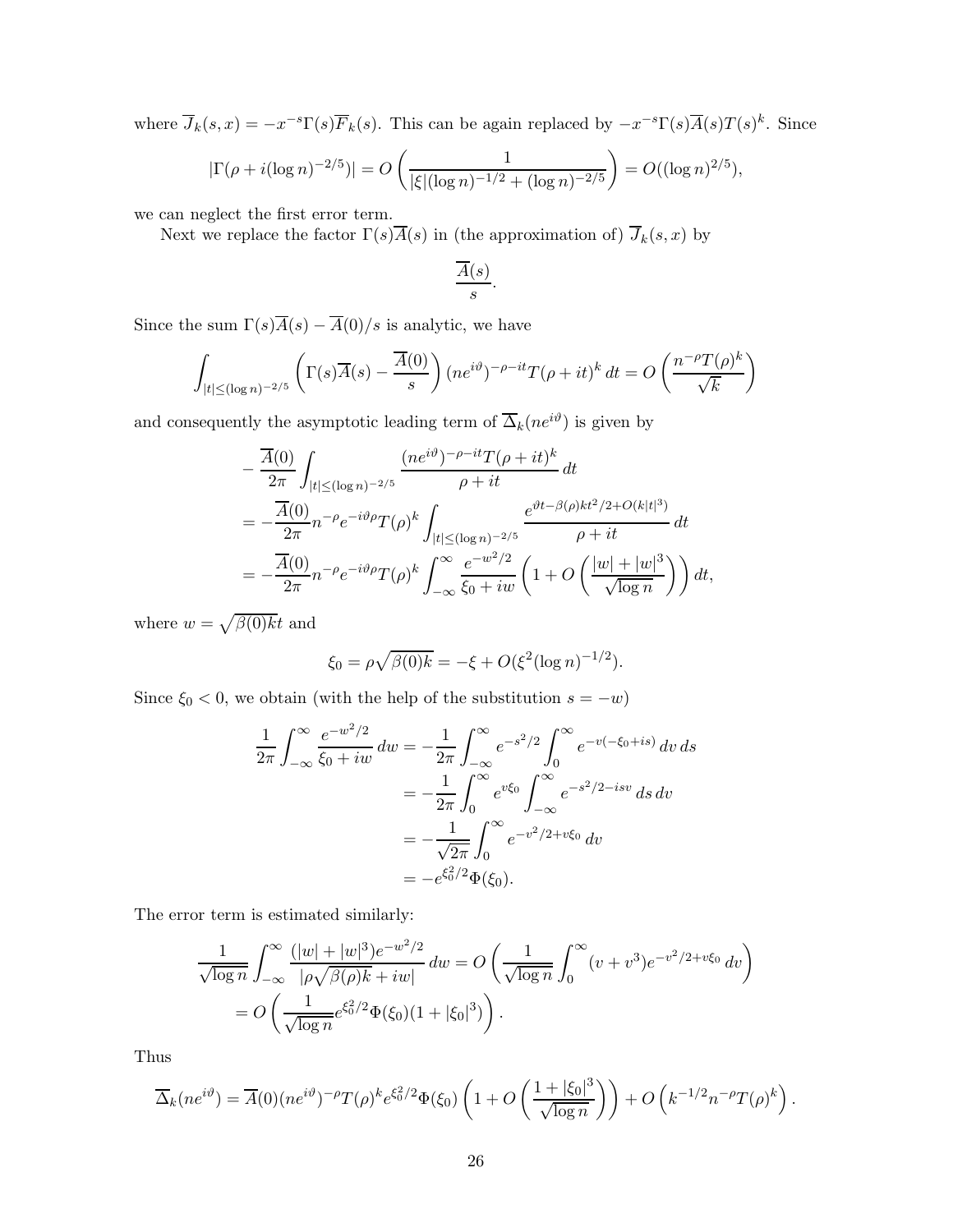where $\overline{J}_k(s,x) = -x^{-s}\Gamma(s)\overline{F}_k(s)$. This can be again replaced by $-x^{-s}\Gamma(s)\overline{A}(s)T(s)^k$. Since

$$|\Gamma(\rho + i(\log n)^{-2/5})| = O\left(\frac{1}{|\xi|(\log n)^{-1/2} + (\log n)^{-2/5}}\right) = O((\log n)^{2/5}),$$

we can neglect the first error term.

Next we replace the factor $\Gamma(s)\overline{A}(s)$ in (the approximation of) $\overline{J}_k(s,x)$ by

$$\frac{\overline{A}(s)}{s}.$$

Since the sum $\Gamma(s)\overline{A}(s) - \overline{A}(0)/s$ is analytic, we have

$$\int_{|t|\le(\log n)^{-2/5}} \left(\Gamma(s)\overline{A}(s) - \frac{\overline{A}(0)}{s}\right)(ne^{i\vartheta})^{-\rho-it}T(\rho+it)^k\,dt = O\left(\frac{n^{-\rho}T(\rho)^k}{\sqrt{k}}\right)$$

and consequently the asymptotic leading term of $\overline{\Delta}_k(ne^{i\vartheta})$ is given by

$$\begin{aligned}
&-\frac{\overline{A}(0)}{2\pi}\int_{|t|\le(\log n)^{-2/5}} \frac{(ne^{i\vartheta})^{-\rho-it}T(\rho+it)^k}{\rho+it}\,dt \\
&= -\frac{\overline{A}(0)}{2\pi} n^{-\rho}e^{-i\vartheta\rho}T(\rho)^k \int_{|t|\le(\log n)^{-2/5}} \frac{e^{\vartheta t - \beta(\rho)kt^2/2 + O(k|t|^3)}}{\rho+it}\,dt \\
&= -\frac{\overline{A}(0)}{2\pi} n^{-\rho}e^{-i\vartheta\rho}T(\rho)^k \int_{-\infty}^{\infty} \frac{e^{-w^2/2}}{\xi_0 + iw}\left(1 + O\left(\frac{|w|+|w|^3}{\sqrt{\log n}}\right)\right)dt,
\end{aligned}$$

where $w = \sqrt{\beta(0)k}t$ and

$$\xi_0 = \rho\sqrt{\beta(0)k} = -\xi + O(\xi^2(\log n)^{-1/2}).$$

Since $\xi_0 < 0$, we obtain (with the help of the substitution $s = -w$)

$$\begin{aligned}
\frac{1}{2\pi}\int_{-\infty}^{\infty} \frac{e^{-w^2/2}}{\xi_0 + iw}\,dw &= -\frac{1}{2\pi}\int_{-\infty}^{\infty} e^{-s^2/2}\int_0^{\infty} e^{-v(-\xi_0+is)}\,dv\,ds \\
&= -\frac{1}{2\pi}\int_0^{\infty} e^{v\xi_0}\int_{-\infty}^{\infty} e^{-s^2/2-isv}\,ds\,dv \\
&= -\frac{1}{\sqrt{2\pi}}\int_0^{\infty} e^{-v^2/2+v\xi_0}\,dv \\
&= -e^{\xi_0^2/2}\Phi(\xi_0).
\end{aligned}$$

The error term is estimated similarly:

$$\begin{aligned}
&\frac{1}{\sqrt{\log n}}\int_{-\infty}^{\infty} \frac{(|w|+|w|^3)e^{-w^2/2}}{|\rho\sqrt{\beta(\rho)k} + iw|}\,dw = O\left(\frac{1}{\sqrt{\log n}}\int_0^{\infty}(v+v^3)e^{-v^2/2+v\xi_0}\,dv\right) \\
&\quad = O\left(\frac{1}{\sqrt{\log n}}e^{\xi_0^2/2}\Phi(\xi_0)(1+|\xi_0|^3)\right).
\end{aligned}$$

Thus

$$\overline{\Delta}_k(ne^{i\vartheta}) = \overline{A}(0)(ne^{i\vartheta})^{-\rho}T(\rho)^k e^{\xi_0^2/2}\Phi(\xi_0)\left(1 + O\left(\frac{1+|\xi_0|^3}{\sqrt{\log n}}\right)\right) + O\left(k^{-1/2}n^{-\rho}T(\rho)^k\right).$$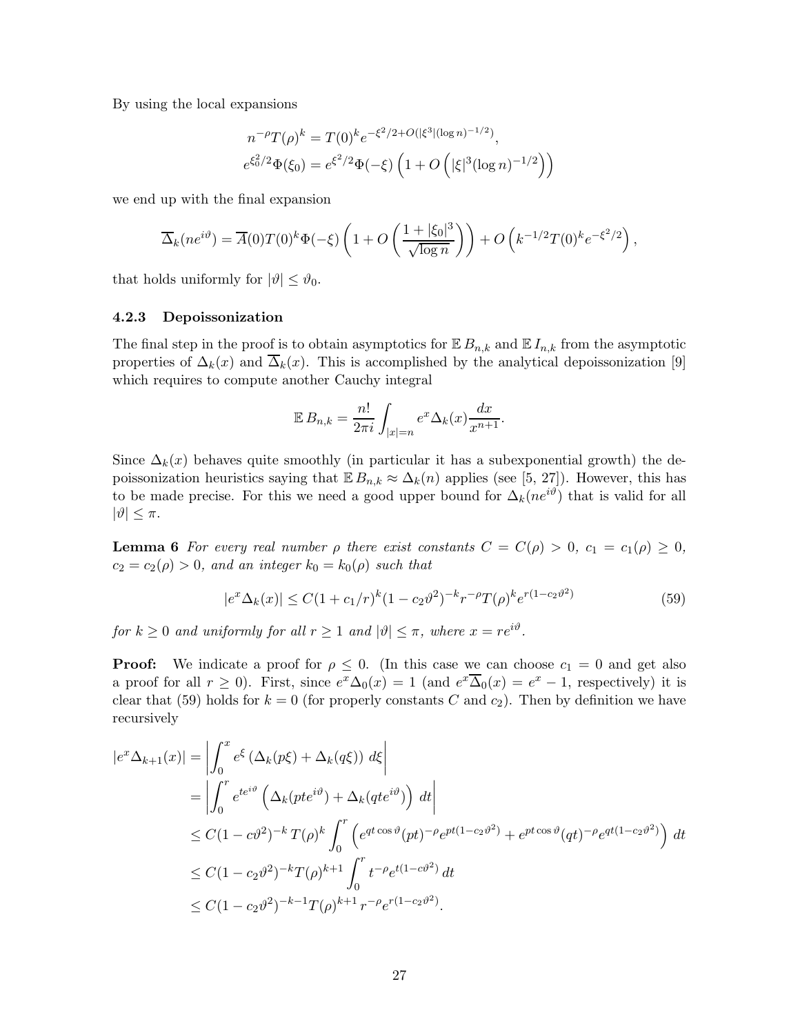By using the local expansions

$$
\begin{aligned}
n^{-\rho} T(\rho)^k &= T(0)^k e^{-\xi^2/2 + O(|\xi^3|(\log n)^{-1/2})}, \\
e^{\xi_0^2/2}\Phi(\xi_0) &= e^{\xi^2/2}\Phi(-\xi)\left(1 + O\left(|\xi|^3 (\log n)^{-1/2}\right)\right)
\end{aligned}
$$

we end up with the final expansion

$$
\overline{\Delta}_k(ne^{i\vartheta}) = \overline{A}(0) T(0)^k \Phi(-\xi)\left(1 + O\left(\frac{1+|\xi_0|^3}{\sqrt{\log n}}\right)\right) + O\left(k^{-1/2} T(0)^k e^{-\xi^2/2}\right),
$$

that holds uniformly for $|\vartheta| \le \vartheta_0$.

### 4.2.3 Depoissonization

The final step in the proof is to obtain asymptotics for $\mathbb{E}\, B_{n,k}$ and $\mathbb{E}\, I_{n,k}$ from the asymptotic properties of $\Delta_k(x)$ and $\overline{\Delta}_k(x)$. This is accomplished by the analytical depoissonization [9] which requires to compute another Cauchy integral

$$
\mathbb{E}\, B_{n,k} = \frac{n!}{2\pi i} \int_{|x|=n} e^x \Delta_k(x) \frac{dx}{x^{n+1}}.
$$

Since $\Delta_k(x)$ behaves quite smoothly (in particular it has a subexponential growth) the depoissonization heuristics saying that $\mathbb{E}\, B_{n,k} \approx \Delta_k(n)$ applies (see [5, 27]). However, this has to be made precise. For this we need a good upper bound for $\Delta_k(ne^{i\vartheta})$ that is valid for all $|\vartheta| \le \pi$.

**Lemma 6** *For every real number $\rho$ there exist constants $C = C(\rho) > 0$, $c_1 = c_1(\rho) \ge 0$, $c_2 = c_2(\rho) > 0$, and an integer $k_0 = k_0(\rho)$ such that*

$$
|e^x \Delta_k(x)| \le C(1 + c_1/r)^k (1 - c_2\vartheta^2)^{-k} r^{-\rho} T(\rho)^k e^{r(1-c_2\vartheta^2)} \tag{59}
$$

*for $k \ge 0$ and uniformly for all $r \ge 1$ and $|\vartheta| \le \pi$, where $x = re^{i\vartheta}$.*

**Proof:** We indicate a proof for $\rho \le 0$. (In this case we can choose $c_1 = 0$ and get also a proof for all $r \ge 0$). First, since $e^x \Delta_0(x) = 1$ (and $e^x \overline{\Delta}_0(x) = e^x - 1$, respectively) it is clear that (59) holds for $k = 0$ (for properly constants $C$ and $c_2$). Then by definition we have recursively

$$
\begin{aligned}
|e^x \Delta_{k+1}(x)| &= \left| \int_0^x e^{\xi} \left(\Delta_k(p\xi) + \Delta_k(q\xi)\right) \, d\xi \right| \\
&= \left| \int_0^r e^{te^{i\vartheta}} \left(\Delta_k(pte^{i\vartheta}) + \Delta_k(qte^{i\vartheta})\right) \, dt \right| \\
&\le C(1 - c\vartheta^2)^{-k}\, T(\rho)^k \int_0^r \left( e^{qt\cos\vartheta}(pt)^{-\rho} e^{pt(1-c_2\vartheta^2)} + e^{pt\cos\vartheta}(qt)^{-\rho} e^{qt(1-c_2\vartheta^2)} \right) dt \\
&\le C(1 - c_2\vartheta^2)^{-k} T(\rho)^{k+1} \int_0^r t^{-\rho} e^{t(1-c\vartheta^2)} \, dt \\
&\le C(1 - c_2\vartheta^2)^{-k-1} T(\rho)^{k+1} \, r^{-\rho} e^{r(1-c_2\vartheta^2)}.
\end{aligned}
$$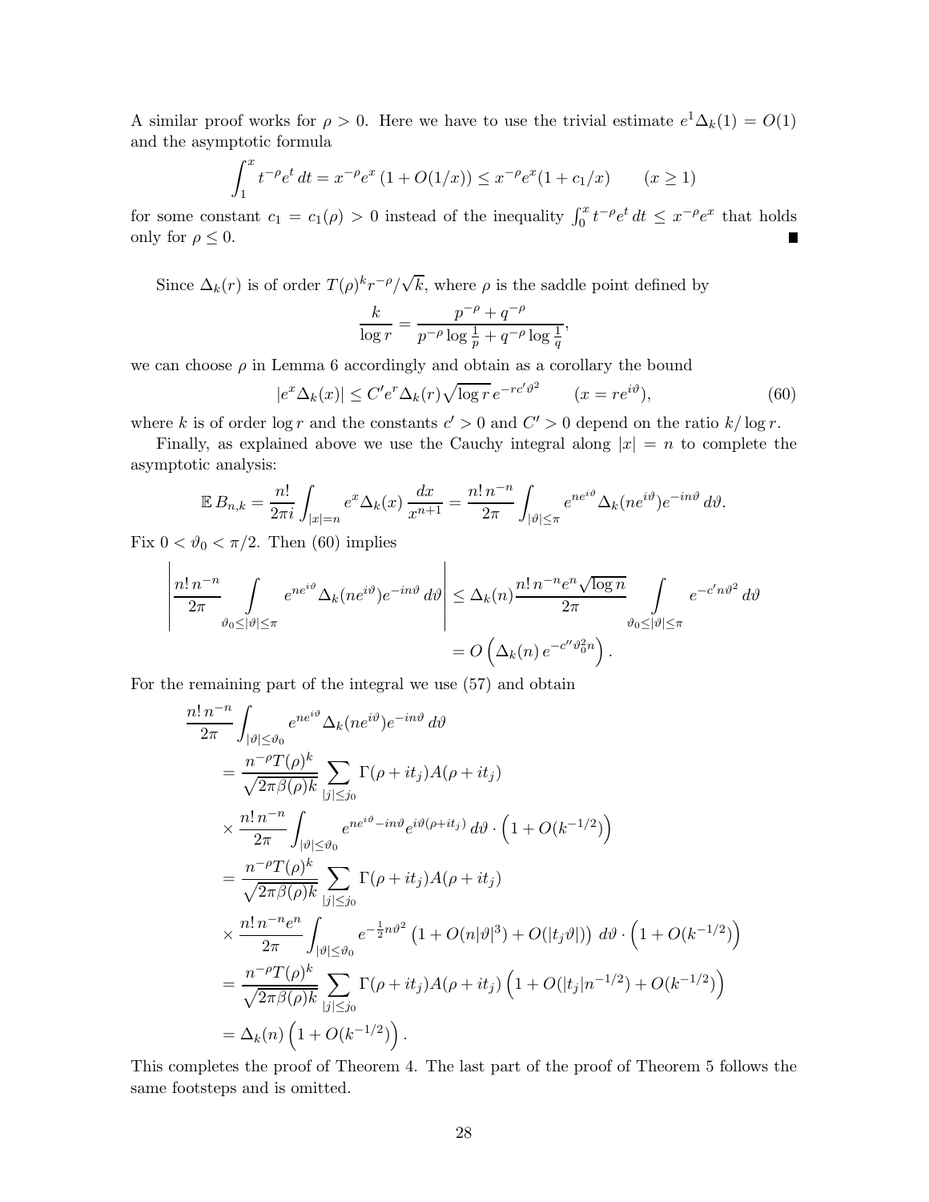A similar proof works for $\rho > 0$. Here we have to use the trivial estimate $e^1 \Delta_k(1) = O(1)$ and the asymptotic formula

$$\int_1^x t^{-\rho} e^t \, dt = x^{-\rho} e^x \left(1 + O(1/x)\right) \le x^{-\rho} e^x (1 + c_1/x) \qquad (x \ge 1)$$

for some constant $c_1 = c_1(\rho) > 0$ instead of the inequality $\int_0^x t^{-\rho} e^t \, dt \le x^{-\rho} e^x$ that holds only for $\rho \le 0$. ∎

Since $\Delta_k(r)$ is of order $T(\rho)^k r^{-\rho}/\sqrt{k}$, where $\rho$ is the saddle point defined by

$$\frac{k}{\log r} = \frac{p^{-\rho} + q^{-\rho}}{p^{-\rho} \log \frac{1}{p} + q^{-\rho} \log \frac{1}{q}},$$

we can choose $\rho$ in Lemma 6 accordingly and obtain as a corollary the bound

$$|e^x \Delta_k(x)| \le C' e^r \Delta_k(r) \sqrt{\log r} \, e^{-rc'\vartheta^2} \qquad (x = re^{i\vartheta}), \tag{60}$$

where $k$ is of order $\log r$ and the constants $c' > 0$ and $C' > 0$ depend on the ratio $k/\log r$.

Finally, as explained above we use the Cauchy integral along $|x| = n$ to complete the asymptotic analysis:

$$\mathbb{E}\, B_{n,k} = \frac{n!}{2\pi i} \int_{|x|=n} e^x \Delta_k(x) \frac{dx}{x^{n+1}} = \frac{n!\, n^{-n}}{2\pi} \int_{|\vartheta| \le \pi} e^{ne^{i\vartheta}} \Delta_k(ne^{i\vartheta}) e^{-in\vartheta} \, d\vartheta.$$

Fix $0 < \vartheta_0 < \pi/2$. Then (60) implies

$$\begin{aligned}
\left| \frac{n!\, n^{-n}}{2\pi} \int\limits_{\vartheta_0 \le |\vartheta| \le \pi} e^{ne^{i\vartheta}} \Delta_k(ne^{i\vartheta}) e^{-in\vartheta} \, d\vartheta \right| &\le \Delta_k(n) \frac{n!\, n^{-n} e^n \sqrt{\log n}}{2\pi} \int\limits_{\vartheta_0 \le |\vartheta| \le \pi} e^{-c' n \vartheta^2} \, d\vartheta \\
&= O\left( \Delta_k(n)\, e^{-c'' \vartheta_0^2 n} \right).
\end{aligned}$$

For the remaining part of the integral we use (57) and obtain

$$\begin{aligned}
&\frac{n!\, n^{-n}}{2\pi} \int_{|\vartheta| \le \vartheta_0} e^{ne^{i\vartheta}} \Delta_k(ne^{i\vartheta}) e^{-in\vartheta} \, d\vartheta \\
&= \frac{n^{-\rho} T(\rho)^k}{\sqrt{2\pi\beta(\rho) k}} \sum_{|j| \le j_0} \Gamma(\rho + it_j) A(\rho + it_j) \\
&\times \frac{n!\, n^{-n}}{2\pi} \int_{|\vartheta| \le \vartheta_0} e^{ne^{i\vartheta} - in\vartheta} e^{i\vartheta(\rho + it_j)} \, d\vartheta \cdot \left(1 + O(k^{-1/2})\right) \\
&= \frac{n^{-\rho} T(\rho)^k}{\sqrt{2\pi\beta(\rho) k}} \sum_{|j| \le j_0} \Gamma(\rho + it_j) A(\rho + it_j) \\
&\times \frac{n!\, n^{-n} e^n}{2\pi} \int_{|\vartheta| \le \vartheta_0} e^{-\frac{1}{2} n \vartheta^2} \left(1 + O(n|\vartheta|^3) + O(|t_j \vartheta|)\right) \, d\vartheta \cdot \left(1 + O(k^{-1/2})\right) \\
&= \frac{n^{-\rho} T(\rho)^k}{\sqrt{2\pi\beta(\rho) k}} \sum_{|j| \le j_0} \Gamma(\rho + it_j) A(\rho + it_j) \left(1 + O(|t_j| n^{-1/2}) + O(k^{-1/2})\right) \\
&= \Delta_k(n) \left(1 + O(k^{-1/2})\right).
\end{aligned}$$

This completes the proof of Theorem 4. The last part of the proof of Theorem 5 follows the same footsteps and is omitted.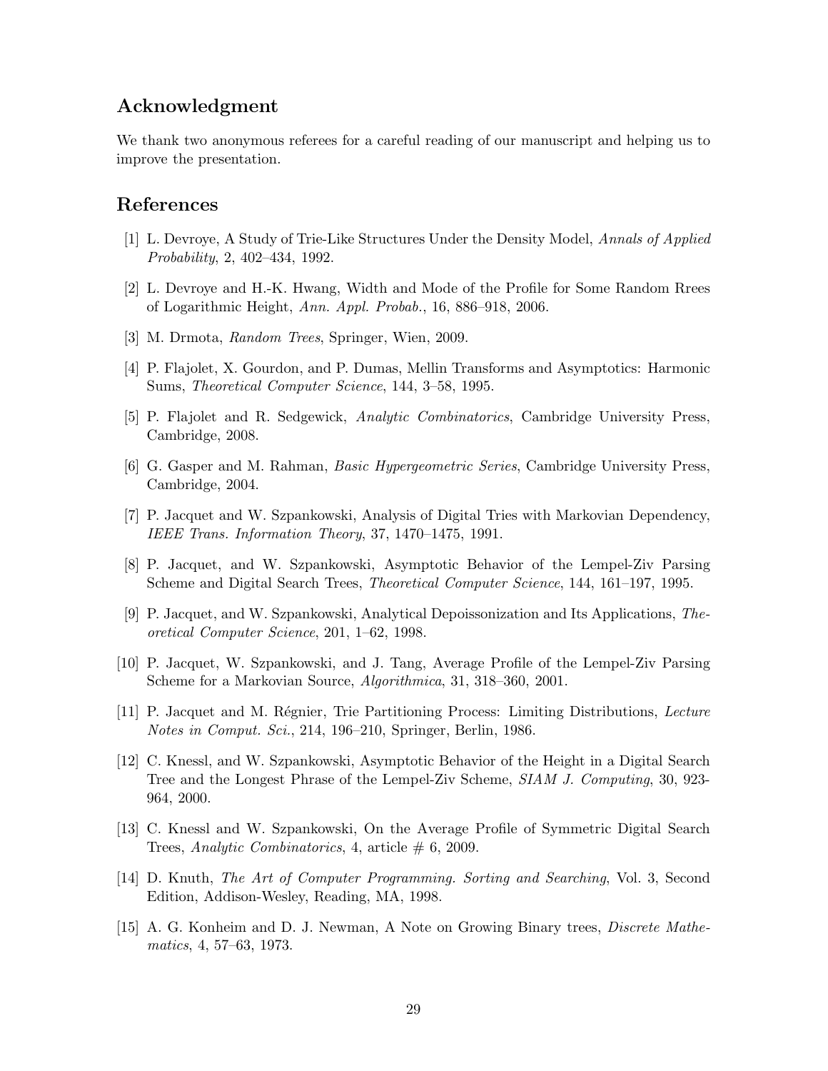## Acknowledgment

We thank two anonymous referees for a careful reading of our manuscript and helping us to improve the presentation.

## References

[1] L. Devroye, A Study of Trie-Like Structures Under the Density Model, *Annals of Applied Probability*, 2, 402–434, 1992.

[2] L. Devroye and H.-K. Hwang, Width and Mode of the Profile for Some Random Rrees of Logarithmic Height, *Ann. Appl. Probab.*, 16, 886–918, 2006.

[3] M. Drmota, *Random Trees*, Springer, Wien, 2009.

[4] P. Flajolet, X. Gourdon, and P. Dumas, Mellin Transforms and Asymptotics: Harmonic Sums, *Theoretical Computer Science*, 144, 3–58, 1995.

[5] P. Flajolet and R. Sedgewick, *Analytic Combinatorics*, Cambridge University Press, Cambridge, 2008.

[6] G. Gasper and M. Rahman, *Basic Hypergeometric Series*, Cambridge University Press, Cambridge, 2004.

[7] P. Jacquet and W. Szpankowski, Analysis of Digital Tries with Markovian Dependency, *IEEE Trans. Information Theory*, 37, 1470–1475, 1991.

[8] P. Jacquet, and W. Szpankowski, Asymptotic Behavior of the Lempel-Ziv Parsing Scheme and Digital Search Trees, *Theoretical Computer Science*, 144, 161–197, 1995.

[9] P. Jacquet, and W. Szpankowski, Analytical Depoissonization and Its Applications, *Theoretical Computer Science*, 201, 1–62, 1998.

[10] P. Jacquet, W. Szpankowski, and J. Tang, Average Profile of the Lempel-Ziv Parsing Scheme for a Markovian Source, *Algorithmica*, 31, 318–360, 2001.

[11] P. Jacquet and M. Régnier, Trie Partitioning Process: Limiting Distributions, *Lecture Notes in Comput. Sci.*, 214, 196–210, Springer, Berlin, 1986.

[12] C. Knessl, and W. Szpankowski, Asymptotic Behavior of the Height in a Digital Search Tree and the Longest Phrase of the Lempel-Ziv Scheme, *SIAM J. Computing*, 30, 923-964, 2000.

[13] C. Knessl and W. Szpankowski, On the Average Profile of Symmetric Digital Search Trees, *Analytic Combinatorics*, 4, article # 6, 2009.

[14] D. Knuth, *The Art of Computer Programming. Sorting and Searching*, Vol. 3, Second Edition, Addison-Wesley, Reading, MA, 1998.

[15] A. G. Konheim and D. J. Newman, A Note on Growing Binary trees, *Discrete Mathematics*, 4, 57–63, 1973.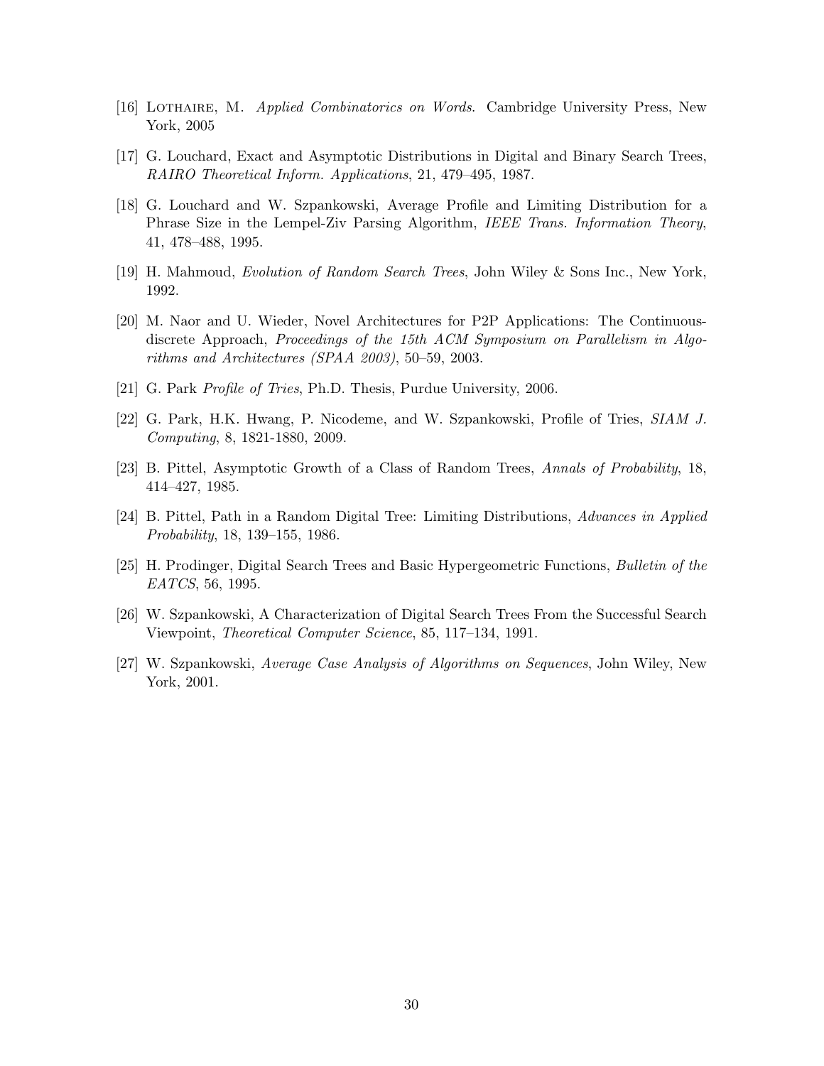[16] Lothaire, M. *Applied Combinatorics on Words.* Cambridge University Press, New York, 2005

[17] G. Louchard, Exact and Asymptotic Distributions in Digital and Binary Search Trees, *RAIRO Theoretical Inform. Applications*, 21, 479–495, 1987.

[18] G. Louchard and W. Szpankowski, Average Profile and Limiting Distribution for a Phrase Size in the Lempel-Ziv Parsing Algorithm, *IEEE Trans. Information Theory*, 41, 478–488, 1995.

[19] H. Mahmoud, *Evolution of Random Search Trees*, John Wiley & Sons Inc., New York, 1992.

[20] M. Naor and U. Wieder, Novel Architectures for P2P Applications: The Continuous-discrete Approach, *Proceedings of the 15th ACM Symposium on Parallelism in Algorithms and Architectures (SPAA 2003)*, 50–59, 2003.

[21] G. Park *Profile of Tries*, Ph.D. Thesis, Purdue University, 2006.

[22] G. Park, H.K. Hwang, P. Nicodeme, and W. Szpankowski, Profile of Tries, *SIAM J. Computing*, 8, 1821-1880, 2009.

[23] B. Pittel, Asymptotic Growth of a Class of Random Trees, *Annals of Probability*, 18, 414–427, 1985.

[24] B. Pittel, Path in a Random Digital Tree: Limiting Distributions, *Advances in Applied Probability*, 18, 139–155, 1986.

[25] H. Prodinger, Digital Search Trees and Basic Hypergeometric Functions, *Bulletin of the EATCS*, 56, 1995.

[26] W. Szpankowski, A Characterization of Digital Search Trees From the Successful Search Viewpoint, *Theoretical Computer Science*, 85, 117–134, 1991.

[27] W. Szpankowski, *Average Case Analysis of Algorithms on Sequences*, John Wiley, New York, 2001.